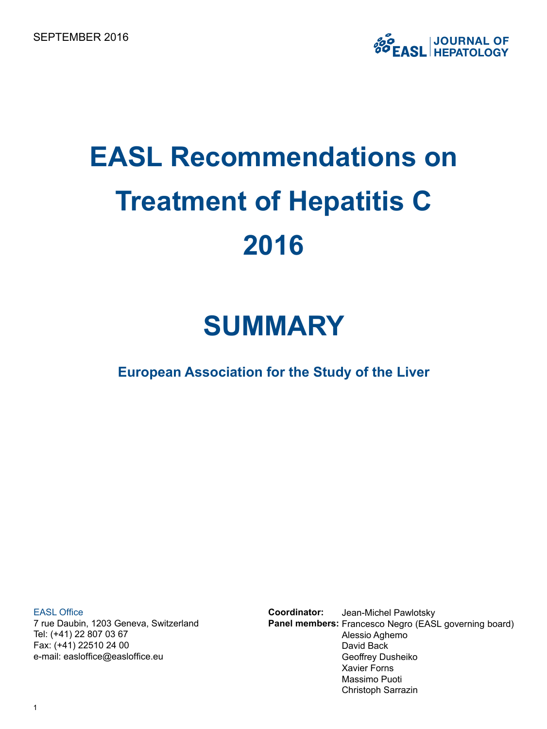SEPTEMBER 2016

EASL | JOURNAL OF HEPATOLOGY

# EASL Recommendations on Treatment of Hepatitis C 2016

# SUMMARY

### European Association for the Study of the Liver

EASL Office
7 rue Daubin, 1203 Geneva, Switzerland
Tel: (+41) 22 807 03 67
Fax: (+41) 22510 24 00
e-mail: easloffice@easloffice.eu

**Coordinator:** Jean-Michel Pawlotsky
**Panel members:** Francesco Negro (EASL governing board)
Alessio Aghemo
David Back
Geoffrey Dusheiko
Xavier Forns
Massimo Puoti
Christoph Sarrazin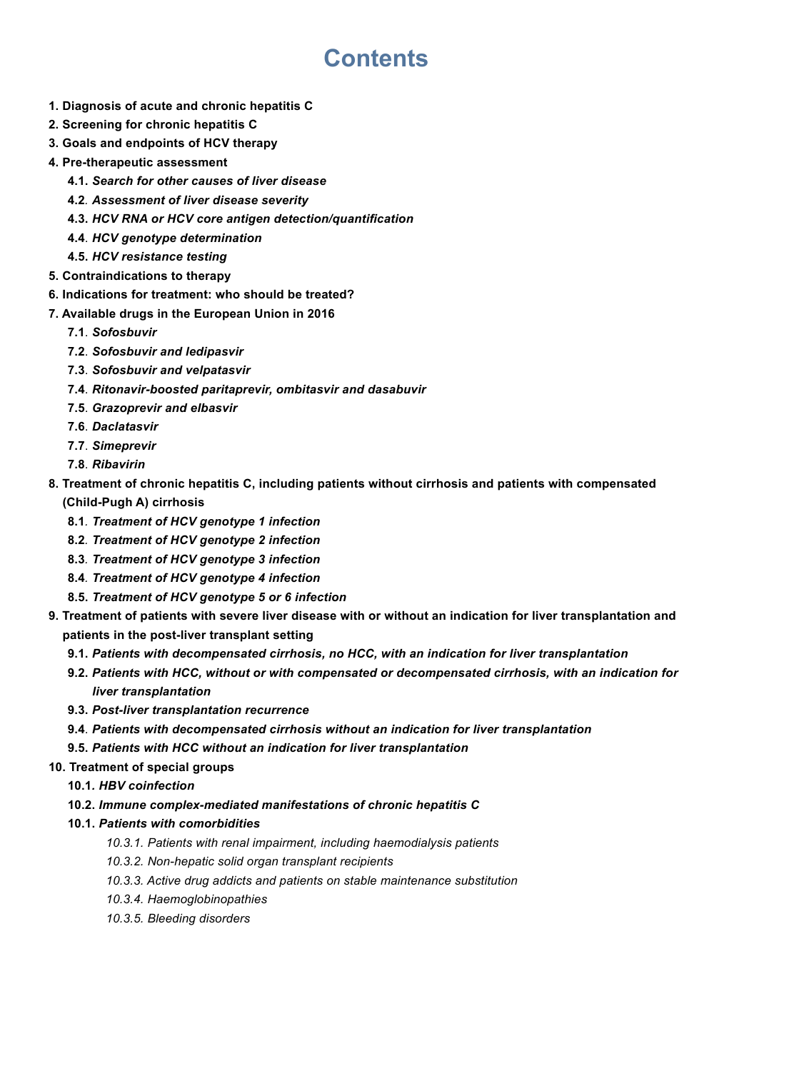# Contents

**1. Diagnosis of acute and chronic hepatitis C**

**2. Screening for chronic hepatitis C**

**3. Goals and endpoints of HCV therapy**

**4. Pre-therapeutic assessment**

- **4.1.** ***Search for other causes of liver disease***
- **4.2**. ***Assessment of liver disease severity***
- **4.3.** ***HCV RNA or HCV core antigen detection/quantification***
- **4.4**. ***HCV genotype determination***
- **4.5.** ***HCV resistance testing***

**5. Contraindications to therapy**

**6. Indications for treatment: who should be treated?**

**7. Available drugs in the European Union in 2016**

- **7.1**. ***Sofosbuvir***
- **7.2**. ***Sofosbuvir and ledipasvir***
- **7.3**. ***Sofosbuvir and velpatasvir***
- **7.4**. ***Ritonavir-boosted paritaprevir, ombitasvir and dasabuvir***
- **7.5**. ***Grazoprevir and elbasvir***
- **7.6**. ***Daclatasvir***
- **7.7**. ***Simeprevir***
- **7.8**. ***Ribavirin***

**8. Treatment of chronic hepatitis C, including patients without cirrhosis and patients with compensated (Child-Pugh A) cirrhosis**

- **8.1**. ***Treatment of HCV genotype 1 infection***
- **8.2**. ***Treatment of HCV genotype 2 infection***
- **8.3**. ***Treatment of HCV genotype 3 infection***
- **8.4**. ***Treatment of HCV genotype 4 infection***
- **8.5.** ***Treatment of HCV genotype 5 or 6 infection***

**9. Treatment of patients with severe liver disease with or without an indication for liver transplantation and patients in the post-liver transplant setting**

- **9.1.** ***Patients with decompensated cirrhosis, no HCC, with an indication for liver transplantation***
- **9.2.** ***Patients with HCC, without or with compensated or decompensated cirrhosis, with an indication for liver transplantation***
- **9.3.** ***Post-liver transplantation recurrence***
- **9.4**. ***Patients with decompensated cirrhosis without an indication for liver transplantation***
- **9.5.** ***Patients with HCC without an indication for liver transplantation***

**10. Treatment of special groups**

- **10.1.** ***HBV coinfection***
- **10.2.** ***Immune complex-mediated manifestations of chronic hepatitis C***
- **10.1.** ***Patients with comorbidities***
  - *10.3.1. Patients with renal impairment, including haemodialysis patients*
  - *10.3.2. Non-hepatic solid organ transplant recipients*
  - *10.3.3. Active drug addicts and patients on stable maintenance substitution*
  - *10.3.4. Haemoglobinopathies*
  - *10.3.5. Bleeding disorders*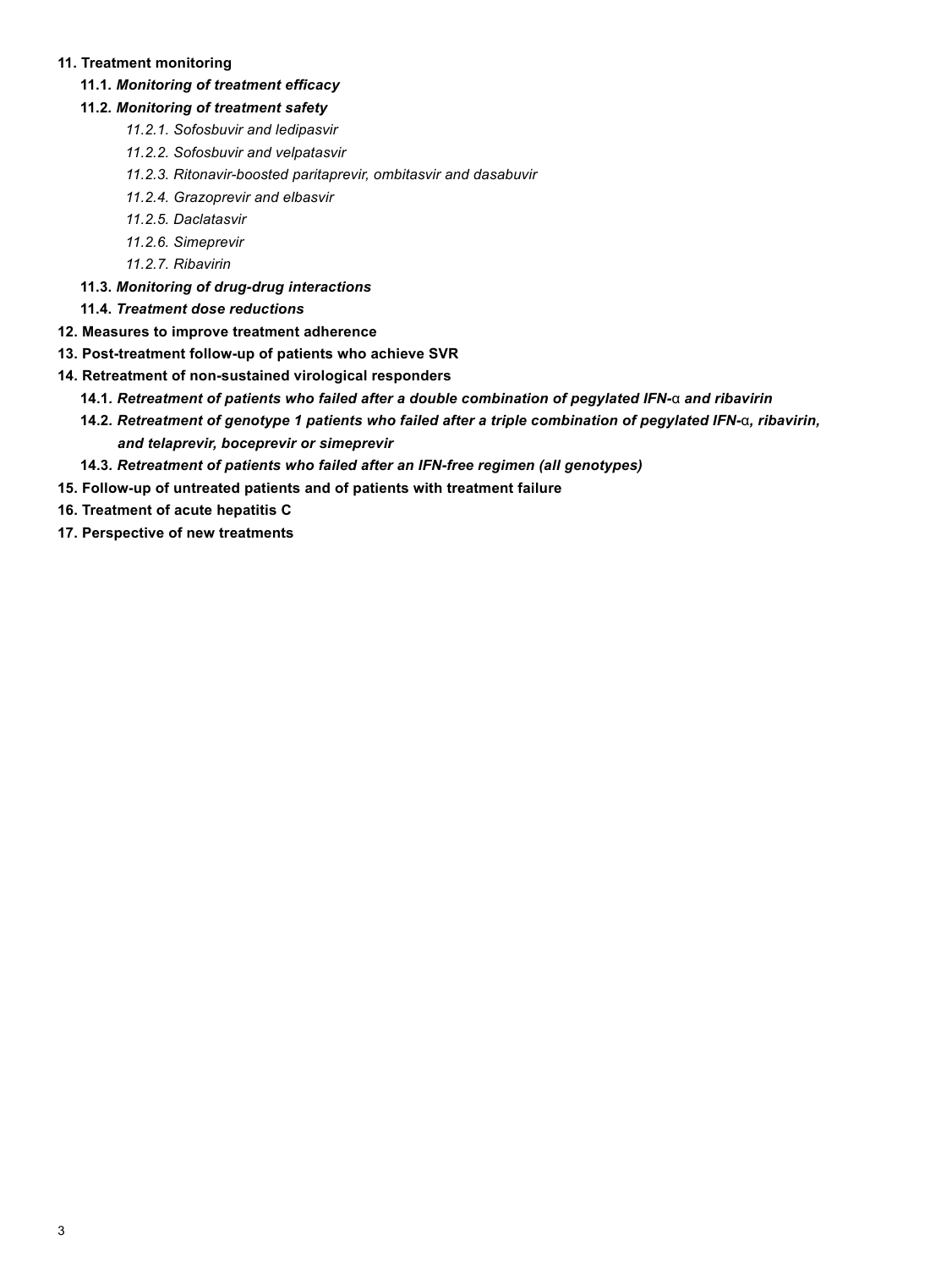**11. Treatment monitoring**

- **11.1.** ***Monitoring of treatment efficacy***
- **11.2.** ***Monitoring of treatment safety***
  - *11.2.1. Sofosbuvir and ledipasvir*
  - *11.2.2. Sofosbuvir and velpatasvir*
  - *11.2.3. Ritonavir-boosted paritaprevir, ombitasvir and dasabuvir*
  - *11.2.4. Grazoprevir and elbasvir*
  - *11.2.5. Daclatasvir*
  - *11.2.6. Simeprevir*
  - *11.2.7. Ribavirin*
- **11.3.** ***Monitoring of drug-drug interactions***
- **11.4.** ***Treatment dose reductions***

**12. Measures to improve treatment adherence**

**13. Post-treatment follow-up of patients who achieve SVR**

**14. Retreatment of non-sustained virological responders**

- **14.1.** ***Retreatment of patients who failed after a double combination of pegylated IFN-α and ribavirin***
- **14.2.** ***Retreatment of genotype 1 patients who failed after a triple combination of pegylated IFN-α, ribavirin, and telaprevir, boceprevir or simeprevir***
- **14.3.** ***Retreatment of patients who failed after an IFN-free regimen (all genotypes)***

**15. Follow-up of untreated patients and of patients with treatment failure**

**16. Treatment of acute hepatitis C**

**17. Perspective of new treatments**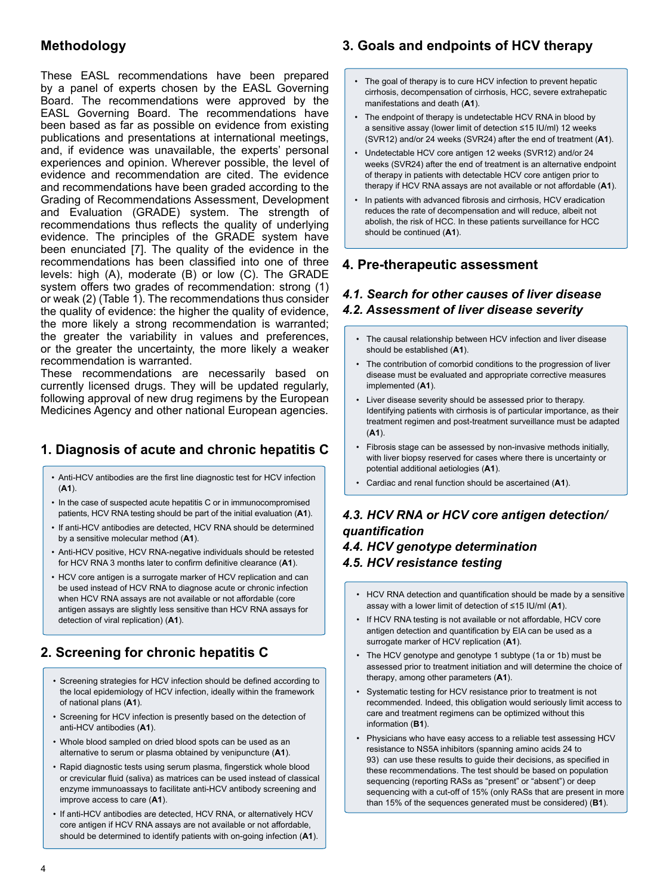## Methodology

These EASL recommendations have been prepared by a panel of experts chosen by the EASL Governing Board. The recommendations were approved by the EASL Governing Board. The recommendations have been based as far as possible on evidence from existing publications and presentations at international meetings, and, if evidence was unavailable, the experts' personal experiences and opinion. Wherever possible, the level of evidence and recommendation are cited. The evidence and recommendations have been graded according to the Grading of Recommendations Assessment, Development and Evaluation (GRADE) system. The strength of recommendations thus reflects the quality of underlying evidence. The principles of the GRADE system have been enunciated [7]. The quality of the evidence in the recommendations has been classified into one of three levels: high (A), moderate (B) or low (C). The GRADE system offers two grades of recommendation: strong (1) or weak (2) (Table 1). The recommendations thus consider the quality of evidence: the higher the quality of evidence, the more likely a strong recommendation is warranted; the greater the variability in values and preferences, or the greater the uncertainty, the more likely a weaker recommendation is warranted.

These recommendations are necessarily based on currently licensed drugs. They will be updated regularly, following approval of new drug regimens by the European Medicines Agency and other national European agencies.

## 1. Diagnosis of acute and chronic hepatitis C

- Anti-HCV antibodies are the first line diagnostic test for HCV infection (**A1**).
- In the case of suspected acute hepatitis C or in immunocompromised patients, HCV RNA testing should be part of the initial evaluation (**A1**).
- If anti-HCV antibodies are detected, HCV RNA should be determined by a sensitive molecular method (**A1**).
- Anti-HCV positive, HCV RNA-negative individuals should be retested for HCV RNA 3 months later to confirm definitive clearance (**A1**).
- HCV core antigen is a surrogate marker of HCV replication and can be used instead of HCV RNA to diagnose acute or chronic infection when HCV RNA assays are not available or not affordable (core antigen assays are slightly less sensitive than HCV RNA assays for detection of viral replication) (**A1**).

## 2. Screening for chronic hepatitis C

- Screening strategies for HCV infection should be defined according to the local epidemiology of HCV infection, ideally within the framework of national plans (**A1**).
- Screening for HCV infection is presently based on the detection of anti-HCV antibodies (**A1**).
- Whole blood sampled on dried blood spots can be used as an alternative to serum or plasma obtained by venipuncture (**A1**).
- Rapid diagnostic tests using serum plasma, fingerstick whole blood or crevicular fluid (saliva) as matrices can be used instead of classical enzyme immunoassays to facilitate anti-HCV antibody screening and improve access to care (**A1**).
- If anti-HCV antibodies are detected, HCV RNA, or alternatively HCV core antigen if HCV RNA assays are not available or not affordable, should be determined to identify patients with on-going infection (**A1**).

## 3. Goals and endpoints of HCV therapy

- The goal of therapy is to cure HCV infection to prevent hepatic cirrhosis, decompensation of cirrhosis, HCC, severe extrahepatic manifestations and death (**A1**).
- The endpoint of therapy is undetectable HCV RNA in blood by a sensitive assay (lower limit of detection ≤15 IU/ml) 12 weeks (SVR12) and/or 24 weeks (SVR24) after the end of treatment (**A1**).
- Undetectable HCV core antigen 12 weeks (SVR12) and/or 24 weeks (SVR24) after the end of treatment is an alternative endpoint of therapy in patients with detectable HCV core antigen prior to therapy if HCV RNA assays are not available or not affordable (**A1**).
- In patients with advanced fibrosis and cirrhosis, HCV eradication reduces the rate of decompensation and will reduce, albeit not abolish, the risk of HCC. In these patients surveillance for HCC should be continued (**A1**).

## 4. Pre-therapeutic assessment

### *4.1. Search for other causes of liver disease*

### *4.2. Assessment of liver disease severity*

- The causal relationship between HCV infection and liver disease should be established (**A1**).
- The contribution of comorbid conditions to the progression of liver disease must be evaluated and appropriate corrective measures implemented (**A1**).
- Liver disease severity should be assessed prior to therapy. Identifying patients with cirrhosis is of particular importance, as their treatment regimen and post-treatment surveillance must be adapted (**A1**).
- Fibrosis stage can be assessed by non-invasive methods initially, with liver biopsy reserved for cases where there is uncertainty or potential additional aetiologies (**A1**).
- Cardiac and renal function should be ascertained (**A1**).

### *4.3. HCV RNA or HCV core antigen detection/ quantification*

### *4.4. HCV genotype determination*

### *4.5. HCV resistance testing*

- HCV RNA detection and quantification should be made by a sensitive assay with a lower limit of detection of ≤15 IU/ml (**A1**).
- If HCV RNA testing is not available or not affordable, HCV core antigen detection and quantification by EIA can be used as a surrogate marker of HCV replication (**A1**).
- The HCV genotype and genotype 1 subtype (1a or 1b) must be assessed prior to treatment initiation and will determine the choice of therapy, among other parameters (**A1**).
- Systematic testing for HCV resistance prior to treatment is not recommended. Indeed, this obligation would seriously limit access to care and treatment regimens can be optimized without this information (**B1**).
- Physicians who have easy access to a reliable test assessing HCV resistance to NS5A inhibitors (spanning amino acids 24 to 93) can use these results to guide their decisions, as specified in these recommendations. The test should be based on population sequencing (reporting RASs as "present" or "absent") or deep sequencing with a cut-off of 15% (only RASs that are present in more than 15% of the sequences generated must be considered) (**B1**).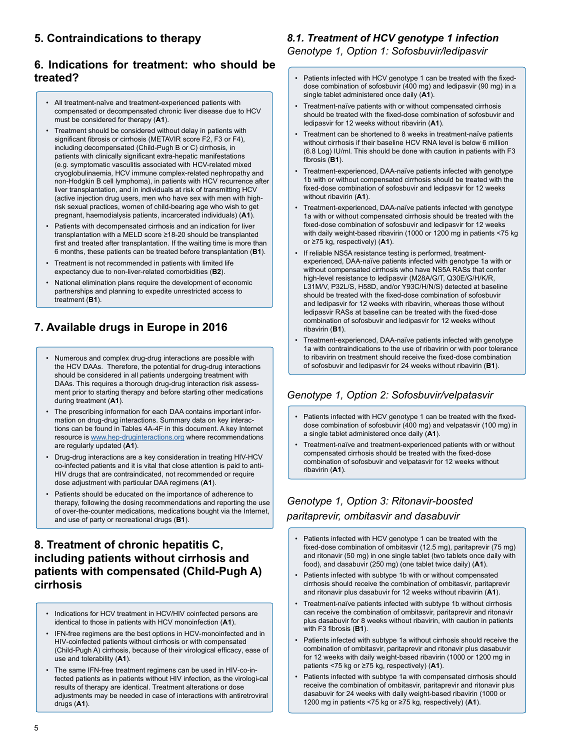## 5. Contraindications to therapy

## 6. Indications for treatment: who should be treated?

- All treatment-naïve and treatment-experienced patients with compensated or decompensated chronic liver disease due to HCV must be considered for therapy (**A1**).
- Treatment should be considered without delay in patients with significant fibrosis or cirrhosis (METAVIR score F2, F3 or F4), including decompensated (Child-Pugh B or C) cirrhosis, in patients with clinically significant extra-hepatic manifestations (e.g. symptomatic vasculitis associated with HCV-related mixed cryoglobulinaemia, HCV immune complex-related nephropathy and non-Hodgkin B cell lymphoma), in patients with HCV recurrence after liver transplantation, and in individuals at risk of transmitting HCV (active injection drug users, men who have sex with men with high-risk sexual practices, women of child-bearing age who wish to get pregnant, haemodialysis patients, incarcerated individuals) (**A1**).
- Patients with decompensated cirrhosis and an indication for liver transplantation with a MELD score ≥18-20 should be transplanted first and treated after transplantation. If the waiting time is more than 6 months, these patients can be treated before transplantation (**B1**).
- Treatment is not recommended in patients with limited life expectancy due to non-liver-related comorbidities (**B2**).
- National elimination plans require the development of economic partnerships and planning to expedite unrestricted access to treatment (**B1**).

## 7. Available drugs in Europe in 2016

- Numerous and complex drug-drug interactions are possible with the HCV DAAs. Therefore, the potential for drug-drug interactions should be considered in all patients undergoing treatment with DAAs. This requires a thorough drug-drug interaction risk assessment prior to starting therapy and before starting other medications during treatment (**A1**).
- The prescribing information for each DAA contains important information on drug-drug interactions. Summary data on key interactions can be found in Tables 4A-4F in this document. A key Internet resource is www.hep-druginteractions.org where recommendations are regularly updated (**A1**).
- Drug-drug interactions are a key consideration in treating HIV-HCV co-infected patients and it is vital that close attention is paid to anti-HIV drugs that are contraindicated, not recommended or require dose adjustment with particular DAA regimens (**A1**).
- Patients should be educated on the importance of adherence to therapy, following the dosing recommendations and reporting the use of over-the-counter medications, medications bought via the Internet, and use of party or recreational drugs (**B1**).

## 8. Treatment of chronic hepatitis C, including patients without cirrhosis and patients with compensated (Child-Pugh A) cirrhosis

- Indications for HCV treatment in HCV/HIV coinfected persons are identical to those in patients with HCV monoinfection (**A1**).
- IFN-free regimens are the best options in HCV-monoinfected and in HIV-coinfected patients without cirrhosis or with compensated (Child-Pugh A) cirrhosis, because of their virological efficacy, ease of use and tolerability (**A1**).
- The same IFN-free treatment regimens can be used in HIV-co-infected patients as in patients without HIV infection, as the virological results of therapy are identical. Treatment alterations or dose adjustments may be needed in case of interactions with antiretroviral drugs (**A1**).

### *8.1. Treatment of HCV genotype 1 infection*

#### *Genotype 1, Option 1: Sofosbuvir/ledipasvir*

- Patients infected with HCV genotype 1 can be treated with the fixed-dose combination of sofosbuvir (400 mg) and ledipasvir (90 mg) in a single tablet administered once daily (**A1**).
- Treatment-naïve patients with or without compensated cirrhosis should be treated with the fixed-dose combination of sofosbuvir and ledipasvir for 12 weeks without ribavirin (**A1**).
- Treatment can be shortened to 8 weeks in treatment-naïve patients without cirrhosis if their baseline HCV RNA level is below 6 million (6.8 Log) IU/ml. This should be done with caution in patients with F3 fibrosis (**B1**).
- Treatment-experienced, DAA-naïve patients infected with genotype 1b with or without compensated cirrhosis should be treated with the fixed-dose combination of sofosbuvir and ledipasvir for 12 weeks without ribavirin (**A1**).
- Treatment-experienced, DAA-naïve patients infected with genotype 1a with or without compensated cirrhosis should be treated with the fixed-dose combination of sofosbuvir and ledipasvir for 12 weeks with daily weight-based ribavirin (1000 or 1200 mg in patients <75 kg or ≥75 kg, respectively) (**A1**).
- If reliable NS5A resistance testing is performed, treatment-experienced, DAA-naïve patients infected with genotype 1a with or without compensated cirrhosis who have NS5A RASs that confer high-level resistance to ledipasvir (M28A/G/T, Q30E/G/H/K/R, L31M/V, P32L/S, H58D, and/or Y93C/H/N/S) detected at baseline should be treated with the fixed-dose combination of sofosbuvir and ledipasvir for 12 weeks with ribavirin, whereas those without ledipasvir RASs at baseline can be treated with the fixed-dose combination of sofosbuvir and ledipasvir for 12 weeks without ribavirin (**B1**).
- Treatment-experienced, DAA-naïve patients infected with genotype 1a with contraindications to the use of ribavirin or with poor tolerance to ribavirin on treatment should receive the fixed-dose combination of sofosbuvir and ledipasvir for 24 weeks without ribavirin (**B1**).

#### *Genotype 1, Option 2: Sofosbuvir/velpatasvir*

- Patients infected with HCV genotype 1 can be treated with the fixed-dose combination of sofosbuvir (400 mg) and velpatasvir (100 mg) in a single tablet administered once daily (**A1**).
- Treatment-naïve and treatment-experienced patients with or without compensated cirrhosis should be treated with the fixed-dose combination of sofosbuvir and velpatasvir for 12 weeks without ribavirin (**A1**).

#### *Genotype 1, Option 3: Ritonavir-boosted paritaprevir, ombitasvir and dasabuvir*

- Patients infected with HCV genotype 1 can be treated with the fixed-dose combination of ombitasvir (12.5 mg), paritaprevir (75 mg) and ritonavir (50 mg) in one single tablet (two tablets once daily with food), and dasabuvir (250 mg) (one tablet twice daily) (**A1**).
- Patients infected with subtype 1b with or without compensated cirrhosis should receive the combination of ombitasvir, paritaprevir and ritonavir plus dasabuvir for 12 weeks without ribavirin (**A1**).
- Treatment-naïve patients infected with subtype 1b without cirrhosis can receive the combination of ombitasvir, paritaprevir and ritonavir plus dasabuvir for 8 weeks without ribavirin, with caution in patients with F3 fibrosis (**B1**).
- Patients infected with subtype 1a without cirrhosis should receive the combination of ombitasvir, paritaprevir and ritonavir plus dasabuvir for 12 weeks with daily weight-based ribavirin (1000 or 1200 mg in patients <75 kg or ≥75 kg, respectively) (**A1**).
- Patients infected with subtype 1a with compensated cirrhosis should receive the combination of ombitasvir, paritaprevir and ritonavir plus dasabuvir for 24 weeks with daily weight-based ribavirin (1000 or 1200 mg in patients <75 kg or ≥75 kg, respectively) (**A1**).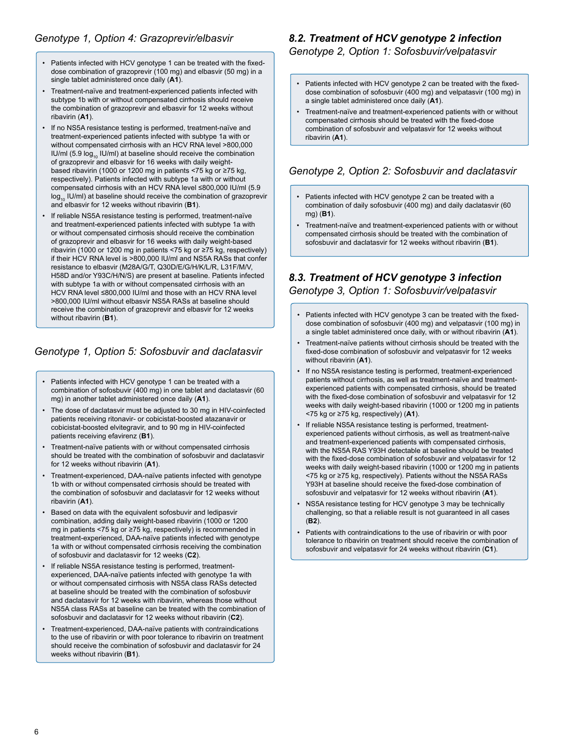### *Genotype 1, Option 4: Grazoprevir/elbasvir*

- Patients infected with HCV genotype 1 can be treated with the fixed-dose combination of grazoprevir (100 mg) and elbasvir (50 mg) in a single tablet administered once daily (**A1**).
- Treatment-naïve and treatment-experienced patients infected with subtype 1b with or without compensated cirrhosis should receive the combination of grazoprevir and elbasvir for 12 weeks without ribavirin (**A1**).
- If no NS5A resistance testing is performed, treatment-naïve and treatment-experienced patients infected with subtype 1a with or without compensated cirrhosis with an HCV RNA level >800,000 IU/ml (5.9 $\log_{10}$ IU/ml) at baseline should receive the combination of grazoprevir and elbasvir for 16 weeks with daily weight-based ribavirin (1000 or 1200 mg in patients <75 kg or ≥75 kg, respectively). Patients infected with subtype 1a with or without compensated cirrhosis with an HCV RNA level ≤800,000 IU/ml (5.9 $\log_{10}$ IU/ml) at baseline should receive the combination of grazoprevir and elbasvir for 12 weeks without ribavirin (**B1**).
- If reliable NS5A resistance testing is performed, treatment-naïve and treatment-experienced patients infected with subtype 1a with or without compensated cirrhosis should receive the combination of grazoprevir and elbasvir for 16 weeks with daily weight-based ribavirin (1000 or 1200 mg in patients <75 kg or ≥75 kg, respectively) if their HCV RNA level is >800,000 IU/ml and NS5A RASs that confer resistance to elbasvir (M28A/G/T, Q30D/E/G/H/K/L/R, L31F/M/V, H58D and/or Y93C/H/N/S) are present at baseline. Patients infected with subtype 1a with or without compensated cirrhosis with an HCV RNA level ≤800,000 IU/ml and those with an HCV RNA level >800,000 IU/ml without elbasvir NS5A RASs at baseline should receive the combination of grazoprevir and elbasvir for 12 weeks without ribavirin (**B1**).

### *Genotype 1, Option 5: Sofosbuvir and daclatasvir*

- Patients infected with HCV genotype 1 can be treated with a combination of sofosbuvir (400 mg) in one tablet and daclatasvir (60 mg) in another tablet administered once daily (**A1**).
- The dose of daclatasvir must be adjusted to 30 mg in HIV-coinfected patients receiving ritonavir- or cobicistat-boosted atazanavir or cobicistat-boosted elvitegravir, and to 90 mg in HIV-coinfected patients receiving efavirenz (**B1**).
- Treatment-naïve patients with or without compensated cirrhosis should be treated with the combination of sofosbuvir and daclatasvir for 12 weeks without ribavirin (**A1**).
- Treatment-experienced, DAA-naïve patients infected with genotype 1b with or without compensated cirrhosis should be treated with the combination of sofosbuvir and daclatasvir for 12 weeks without ribavirin (**A1**).
- Based on data with the equivalent sofosbuvir and ledipasvir combination, adding daily weight-based ribavirin (1000 or 1200 mg in patients <75 kg or ≥75 kg, respectively) is recommended in treatment-experienced, DAA-naïve patients infected with genotype 1a with or without compensated cirrhosis receiving the combination of sofosbuvir and daclatasvir for 12 weeks (**C2**).
- If reliable NS5A resistance testing is performed, treatment-experienced, DAA-naïve patients infected with genotype 1a with or without compensated cirrhosis with NS5A class RASs detected at baseline should be treated with the combination of sofosbuvir and daclatasvir for 12 weeks with ribavirin, whereas those without NS5A class RASs at baseline can be treated with the combination of sofosbuvir and daclatasvir for 12 weeks without ribavirin (**C2**).
- Treatment-experienced, DAA-naïve patients with contraindications to the use of ribavirin or with poor tolerance to ribavirin on treatment should receive the combination of sofosbuvir and daclatasvir for 24 weeks without ribavirin (**B1**).

## *8.2. Treatment of HCV genotype 2 infection*

### *Genotype 2, Option 1: Sofosbuvir/velpatasvir*

- Patients infected with HCV genotype 2 can be treated with the fixed-dose combination of sofosbuvir (400 mg) and velpatasvir (100 mg) in a single tablet administered once daily (**A1**).
- Treatment-naïve and treatment-experienced patients with or without compensated cirrhosis should be treated with the fixed-dose combination of sofosbuvir and velpatasvir for 12 weeks without ribavirin (**A1**).

### *Genotype 2, Option 2: Sofosbuvir and daclatasvir*

- Patients infected with HCV genotype 2 can be treated with a combination of daily sofosbuvir (400 mg) and daily daclatasvir (60 mg) (**B1**).
- Treatment-naïve and treatment-experienced patients with or without compensated cirrhosis should be treated with the combination of sofosbuvir and daclatasvir for 12 weeks without ribavirin (**B1**).

## *8.3. Treatment of HCV genotype 3 infection*

### *Genotype 3, Option 1: Sofosbuvir/velpatasvir*

- Patients infected with HCV genotype 3 can be treated with the fixed-dose combination of sofosbuvir (400 mg) and velpatasvir (100 mg) in a single tablet administered once daily, with or without ribavirin (**A1**).
- Treatment-naïve patients without cirrhosis should be treated with the fixed-dose combination of sofosbuvir and velpatasvir for 12 weeks without ribavirin (**A1**).
- If no NS5A resistance testing is performed, treatment-experienced patients without cirrhosis, as well as treatment-naïve and treatment-experienced patients with compensated cirrhosis, should be treated with the fixed-dose combination of sofosbuvir and velpatasvir for 12 weeks with daily weight-based ribavirin (1000 or 1200 mg in patients <75 kg or ≥75 kg, respectively) (**A1**).
- If reliable NS5A resistance testing is performed, treatment-experienced patients without cirrhosis, as well as treatment-naïve and treatment-experienced patients with compensated cirrhosis, with the NS5A RAS Y93H detectable at baseline should be treated with the fixed-dose combination of sofosbuvir and velpatasvir for 12 weeks with daily weight-based ribavirin (1000 or 1200 mg in patients <75 kg or ≥75 kg, respectively). Patients without the NS5A RASs Y93H at baseline should receive the fixed-dose combination of sofosbuvir and velpatasvir for 12 weeks without ribavirin (**A1**).
- NS5A resistance testing for HCV genotype 3 may be technically challenging, so that a reliable result is not guaranteed in all cases (**B2**).
- Patients with contraindications to the use of ribavirin or with poor tolerance to ribavirin on treatment should receive the combination of sofosbuvir and velpatasvir for 24 weeks without ribavirin (**C1**).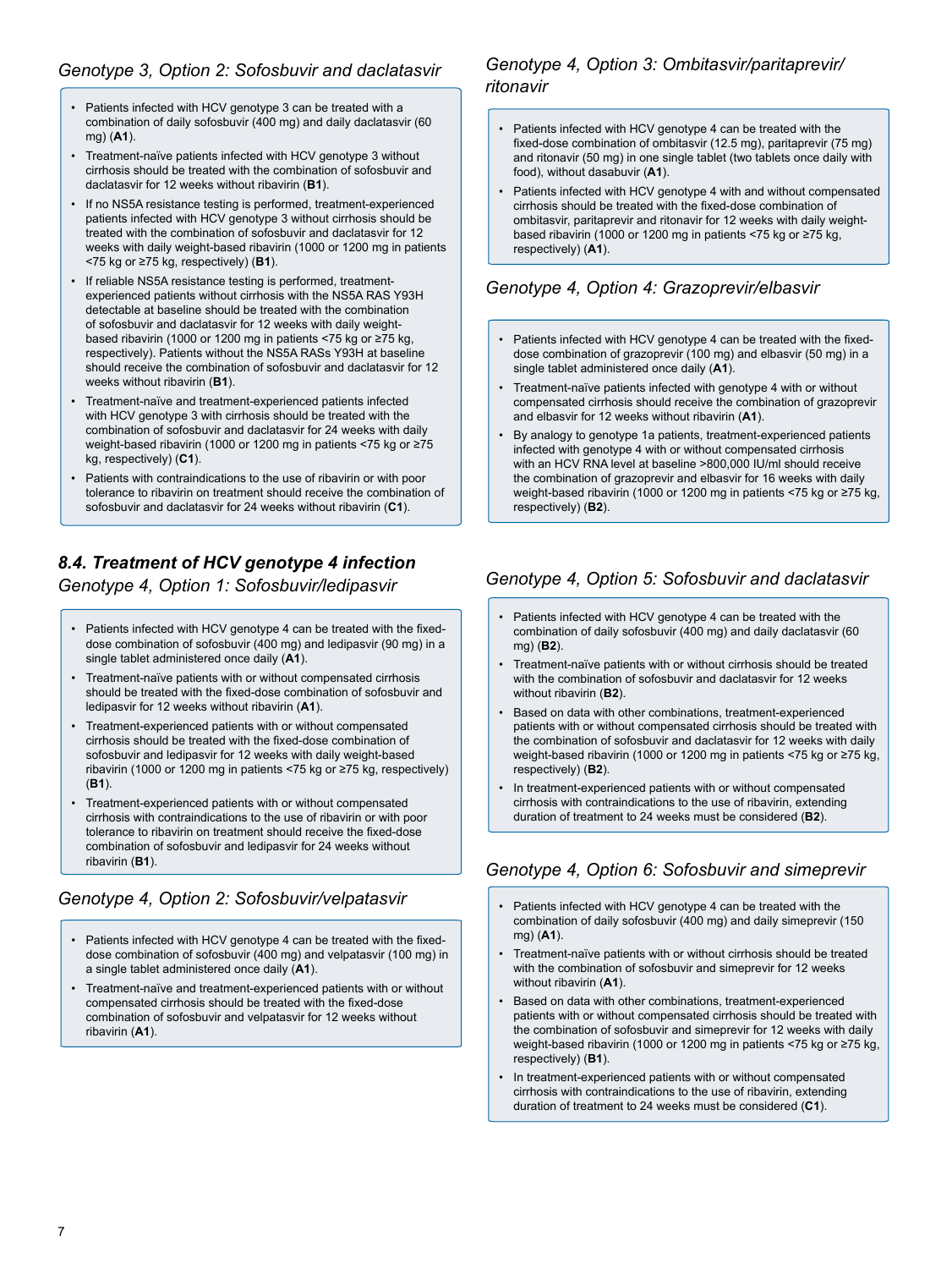### *Genotype 3, Option 2: Sofosbuvir and daclatasvir*

- Patients infected with HCV genotype 3 can be treated with a combination of daily sofosbuvir (400 mg) and daily daclatasvir (60 mg) (**A1**).
- Treatment-naïve patients infected with HCV genotype 3 without cirrhosis should be treated with the combination of sofosbuvir and daclatasvir for 12 weeks without ribavirin (**B1**).
- If no NS5A resistance testing is performed, treatment-experienced patients infected with HCV genotype 3 without cirrhosis should be treated with the combination of sofosbuvir and daclatasvir for 12 weeks with daily weight-based ribavirin (1000 or 1200 mg in patients <75 kg or ≥75 kg, respectively) (**B1**).
- If reliable NS5A resistance testing is performed, treatment-experienced patients without cirrhosis with the NS5A RAS Y93H detectable at baseline should be treated with the combination of sofosbuvir and daclatasvir for 12 weeks with daily weight-based ribavirin (1000 or 1200 mg in patients <75 kg or ≥75 kg, respectively). Patients without the NS5A RASs Y93H at baseline should receive the combination of sofosbuvir and daclatasvir for 12 weeks without ribavirin (**B1**).
- Treatment-naïve and treatment-experienced patients infected with HCV genotype 3 with cirrhosis should be treated with the combination of sofosbuvir and daclatasvir for 24 weeks with daily weight-based ribavirin (1000 or 1200 mg in patients <75 kg or ≥75 kg, respectively) (**C1**).
- Patients with contraindications to the use of ribavirin or with poor tolerance to ribavirin on treatment should receive the combination of sofosbuvir and daclatasvir for 24 weeks without ribavirin (**C1**).

## ***8.4. Treatment of HCV genotype 4 infection***

### *Genotype 4, Option 1: Sofosbuvir/ledipasvir*

- Patients infected with HCV genotype 4 can be treated with the fixed-dose combination of sofosbuvir (400 mg) and ledipasvir (90 mg) in a single tablet administered once daily (**A1**).
- Treatment-naïve patients with or without compensated cirrhosis should be treated with the fixed-dose combination of sofosbuvir and ledipasvir for 12 weeks without ribavirin (**A1**).
- Treatment-experienced patients with or without compensated cirrhosis should be treated with the fixed-dose combination of sofosbuvir and ledipasvir for 12 weeks with daily weight-based ribavirin (1000 or 1200 mg in patients <75 kg or ≥75 kg, respectively) (**B1**).
- Treatment-experienced patients with or without compensated cirrhosis with contraindications to the use of ribavirin or with poor tolerance to ribavirin on treatment should receive the fixed-dose combination of sofosbuvir and ledipasvir for 24 weeks without ribavirin (**B1**).

### *Genotype 4, Option 2: Sofosbuvir/velpatasvir*

- Patients infected with HCV genotype 4 can be treated with the fixed-dose combination of sofosbuvir (400 mg) and velpatasvir (100 mg) in a single tablet administered once daily (**A1**).
- Treatment-naïve and treatment-experienced patients with or without compensated cirrhosis should be treated with the fixed-dose combination of sofosbuvir and velpatasvir for 12 weeks without ribavirin (**A1**).

### *Genotype 4, Option 3: Ombitasvir/paritaprevir/ritonavir*

- Patients infected with HCV genotype 4 can be treated with the fixed-dose combination of ombitasvir (12.5 mg), paritaprevir (75 mg) and ritonavir (50 mg) in one single tablet (two tablets once daily with food), without dasabuvir (**A1**).
- Patients infected with HCV genotype 4 with and without compensated cirrhosis should be treated with the fixed-dose combination of ombitasvir, paritaprevir and ritonavir for 12 weeks with daily weight-based ribavirin (1000 or 1200 mg in patients <75 kg or ≥75 kg, respectively) (**A1**).

### *Genotype 4, Option 4: Grazoprevir/elbasvir*

- Patients infected with HCV genotype 4 can be treated with the fixed-dose combination of grazoprevir (100 mg) and elbasvir (50 mg) in a single tablet administered once daily (**A1**).
- Treatment-naïve patients infected with genotype 4 with or without compensated cirrhosis should receive the combination of grazoprevir and elbasvir for 12 weeks without ribavirin (**A1**).
- By analogy to genotype 1a patients, treatment-experienced patients infected with genotype 4 with or without compensated cirrhosis with an HCV RNA level at baseline >800,000 IU/ml should receive the combination of grazoprevir and elbasvir for 16 weeks with daily weight-based ribavirin (1000 or 1200 mg in patients <75 kg or ≥75 kg, respectively) (**B2**).

### *Genotype 4, Option 5: Sofosbuvir and daclatasvir*

- Patients infected with HCV genotype 4 can be treated with the combination of daily sofosbuvir (400 mg) and daily daclatasvir (60 mg) (**B2**).
- Treatment-naïve patients with or without cirrhosis should be treated with the combination of sofosbuvir and daclatasvir for 12 weeks without ribavirin (**B2**).
- Based on data with other combinations, treatment-experienced patients with or without compensated cirrhosis should be treated with the combination of sofosbuvir and daclatasvir for 12 weeks with daily weight-based ribavirin (1000 or 1200 mg in patients <75 kg or ≥75 kg, respectively) (**B2**).
- In treatment-experienced patients with or without compensated cirrhosis with contraindications to the use of ribavirin, extending duration of treatment to 24 weeks must be considered (**B2**).

### *Genotype 4, Option 6: Sofosbuvir and simeprevir*

- Patients infected with HCV genotype 4 can be treated with the combination of daily sofosbuvir (400 mg) and daily simeprevir (150 mg) (**A1**).
- Treatment-naïve patients with or without cirrhosis should be treated with the combination of sofosbuvir and simeprevir for 12 weeks without ribavirin (**A1**).
- Based on data with other combinations, treatment-experienced patients with or without compensated cirrhosis should be treated with the combination of sofosbuvir and simeprevir for 12 weeks with daily weight-based ribavirin (1000 or 1200 mg in patients <75 kg or ≥75 kg, respectively) (**B1**).
- In treatment-experienced patients with or without compensated cirrhosis with contraindications to the use of ribavirin, extending duration of treatment to 24 weeks must be considered (**C1**).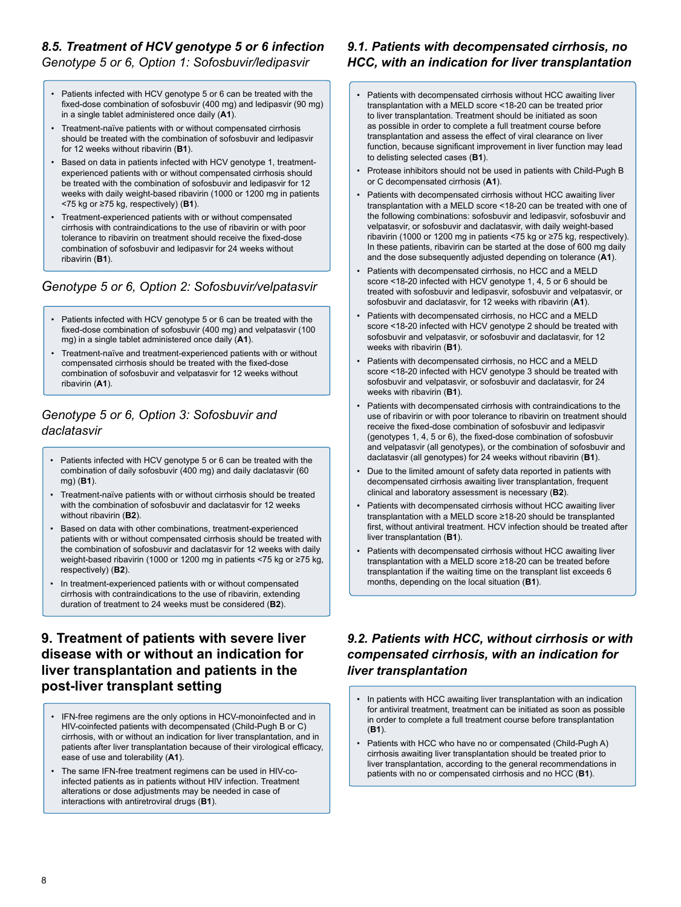### 8.5. Treatment of HCV genotype 5 or 6 infection

*Genotype 5 or 6, Option 1: Sofosbuvir/ledipasvir*

- Patients infected with HCV genotype 5 or 6 can be treated with the fixed-dose combination of sofosbuvir (400 mg) and ledipasvir (90 mg) in a single tablet administered once daily (**A1**).
- Treatment-naïve patients with or without compensated cirrhosis should be treated with the combination of sofosbuvir and ledipasvir for 12 weeks without ribavirin (**B1**).
- Based on data in patients infected with HCV genotype 1, treatment-experienced patients with or without compensated cirrhosis should be treated with the combination of sofosbuvir and ledipasvir for 12 weeks with daily weight-based ribavirin (1000 or 1200 mg in patients <75 kg or ≥75 kg, respectively) (**B1**).
- Treatment-experienced patients with or without compensated cirrhosis with contraindications to the use of ribavirin or with poor tolerance to ribavirin on treatment should receive the fixed-dose combination of sofosbuvir and ledipasvir for 24 weeks without ribavirin (**B1**).

*Genotype 5 or 6, Option 2: Sofosbuvir/velpatasvir*

- Patients infected with HCV genotype 5 or 6 can be treated with the fixed-dose combination of sofosbuvir (400 mg) and velpatasvir (100 mg) in a single tablet administered once daily (**A1**).
- Treatment-naïve and treatment-experienced patients with or without compensated cirrhosis should be treated with the fixed-dose combination of sofosbuvir and velpatasvir for 12 weeks without ribavirin (**A1**).

*Genotype 5 or 6, Option 3: Sofosbuvir and daclatasvir*

- Patients infected with HCV genotype 5 or 6 can be treated with the combination of daily sofosbuvir (400 mg) and daily daclatasvir (60 mg) (**B1**).
- Treatment-naïve patients with or without cirrhosis should be treated with the combination of sofosbuvir and daclatasvir for 12 weeks without ribavirin (**B2**).
- Based on data with other combinations, treatment-experienced patients with or without compensated cirrhosis should be treated with the combination of sofosbuvir and daclatasvir for 12 weeks with daily weight-based ribavirin (1000 or 1200 mg in patients <75 kg or ≥75 kg, respectively) (**B2**).
- In treatment-experienced patients with or without compensated cirrhosis with contraindications to the use of ribavirin, extending duration of treatment to 24 weeks must be considered (**B2**).

## 9. Treatment of patients with severe liver disease with or without an indication for liver transplantation and patients in the post-liver transplant setting

- IFN-free regimens are the only options in HCV-monoinfected and in HIV-coinfected patients with decompensated (Child-Pugh B or C) cirrhosis, with or without an indication for liver transplantation, and in patients after liver transplantation because of their virological efficacy, ease of use and tolerability (**A1**).
- The same IFN-free treatment regimens can be used in HIV-co-infected patients as in patients without HIV infection. Treatment alterations or dose adjustments may be needed in case of interactions with antiretroviral drugs (**B1**).

### 9.1. Patients with decompensated cirrhosis, no HCC, with an indication for liver transplantation

- Patients with decompensated cirrhosis without HCC awaiting liver transplantation with a MELD score <18-20 can be treated prior to liver transplantation. Treatment should be initiated as soon as possible in order to complete a full treatment course before transplantation and assess the effect of viral clearance on liver function, because significant improvement in liver function may lead to delisting selected cases (**B1**).
- Protease inhibitors should not be used in patients with Child-Pugh B or C decompensated cirrhosis (**A1**).
- Patients with decompensated cirrhosis without HCC awaiting liver transplantation with a MELD score <18-20 can be treated with one of the following combinations: sofosbuvir and ledipasvir, sofosbuvir and velpatasvir, or sofosbuvir and daclatasvir, with daily weight-based ribavirin (1000 or 1200 mg in patients <75 kg or ≥75 kg, respectively). In these patients, ribavirin can be started at the dose of 600 mg daily and the dose subsequently adjusted depending on tolerance (**A1**).
- Patients with decompensated cirrhosis, no HCC and a MELD score <18-20 infected with HCV genotype 1, 4, 5 or 6 should be treated with sofosbuvir and ledipasvir, sofosbuvir and velpatasvir, or sofosbuvir and daclatasvir, for 12 weeks with ribavirin (**A1**).
- Patients with decompensated cirrhosis, no HCC and a MELD score <18-20 infected with HCV genotype 2 should be treated with sofosbuvir and velpatasvir, or sofosbuvir and daclatasvir, for 12 weeks with ribavirin (**B1**).
- Patients with decompensated cirrhosis, no HCC and a MELD score <18-20 infected with HCV genotype 3 should be treated with sofosbuvir and velpatasvir, or sofosbuvir and daclatasvir, for 24 weeks with ribavirin (**B1**).
- Patients with decompensated cirrhosis with contraindications to the use of ribavirin or with poor tolerance to ribavirin on treatment should receive the fixed-dose combination of sofosbuvir and ledipasvir (genotypes 1, 4, 5 or 6), the fixed-dose combination of sofosbuvir and velpatasvir (all genotypes), or the combination of sofosbuvir and daclatasvir (all genotypes) for 24 weeks without ribavirin (**B1**).
- Due to the limited amount of safety data reported in patients with decompensated cirrhosis awaiting liver transplantation, frequent clinical and laboratory assessment is necessary (**B2**).
- Patients with decompensated cirrhosis without HCC awaiting liver transplantation with a MELD score ≥18-20 should be transplanted first, without antiviral treatment. HCV infection should be treated after liver transplantation (**B1**).
- Patients with decompensated cirrhosis without HCC awaiting liver transplantation with a MELD score ≥18-20 can be treated before transplantation if the waiting time on the transplant list exceeds 6 months, depending on the local situation (**B1**).

### 9.2. Patients with HCC, without cirrhosis or with compensated cirrhosis, with an indication for liver transplantation

- In patients with HCC awaiting liver transplantation with an indication for antiviral treatment, treatment can be initiated as soon as possible in order to complete a full treatment course before transplantation (**B1**).
- Patients with HCC who have no or compensated (Child-Pugh A) cirrhosis awaiting liver transplantation should be treated prior to liver transplantation, according to the general recommendations in patients with no or compensated cirrhosis and no HCC (**B1**).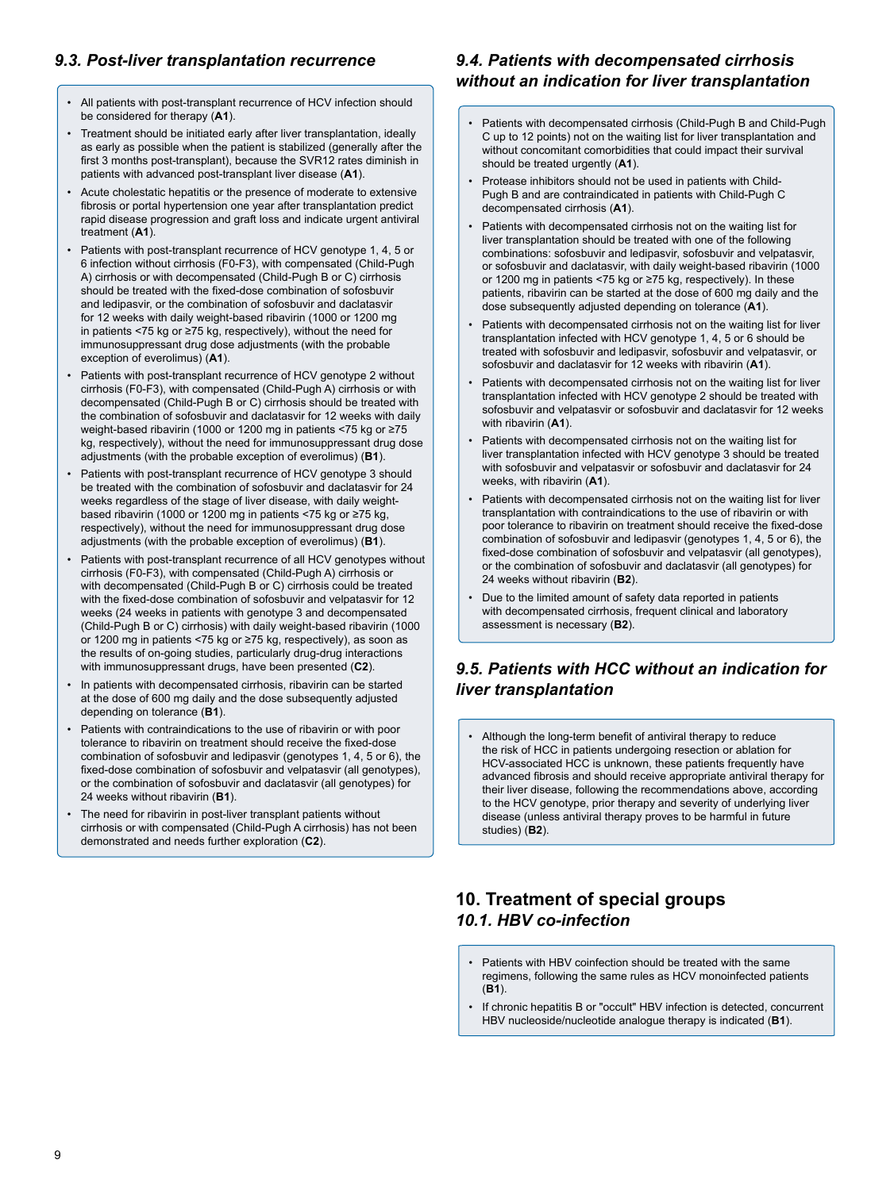### 9.3. Post-liver transplantation recurrence

- All patients with post-transplant recurrence of HCV infection should be considered for therapy (**A1**).
- Treatment should be initiated early after liver transplantation, ideally as early as possible when the patient is stabilized (generally after the first 3 months post-transplant), because the SVR12 rates diminish in patients with advanced post-transplant liver disease (**A1**).
- Acute cholestatic hepatitis or the presence of moderate to extensive fibrosis or portal hypertension one year after transplantation predict rapid disease progression and graft loss and indicate urgent antiviral treatment (**A1**).
- Patients with post-transplant recurrence of HCV genotype 1, 4, 5 or 6 infection without cirrhosis (F0-F3), with compensated (Child-Pugh A) cirrhosis or with decompensated (Child-Pugh B or C) cirrhosis should be treated with the fixed-dose combination of sofosbuvir and ledipasvir, or the combination of sofosbuvir and daclatasvir for 12 weeks with daily weight-based ribavirin (1000 or 1200 mg in patients <75 kg or ≥75 kg, respectively), without the need for immunosuppressant drug dose adjustments (with the probable exception of everolimus) (**A1**).
- Patients with post-transplant recurrence of HCV genotype 2 without cirrhosis (F0-F3), with compensated (Child-Pugh A) cirrhosis or with decompensated (Child-Pugh B or C) cirrhosis should be treated with the combination of sofosbuvir and daclatasvir for 12 weeks with daily weight-based ribavirin (1000 or 1200 mg in patients <75 kg or ≥75 kg, respectively), without the need for immunosuppressant drug dose adjustments (with the probable exception of everolimus) (**B1**).
- Patients with post-transplant recurrence of HCV genotype 3 should be treated with the combination of sofosbuvir and daclatasvir for 24 weeks regardless of the stage of liver disease, with daily weight-based ribavirin (1000 or 1200 mg in patients <75 kg or ≥75 kg, respectively), without the need for immunosuppressant drug dose adjustments (with the probable exception of everolimus) (**B1**).
- Patients with post-transplant recurrence of all HCV genotypes without cirrhosis (F0-F3), with compensated (Child-Pugh A) cirrhosis or with decompensated (Child-Pugh B or C) cirrhosis could be treated with the fixed-dose combination of sofosbuvir and velpatasvir for 12 weeks (24 weeks in patients with genotype 3 and decompensated (Child-Pugh B or C) cirrhosis) with daily weight-based ribavirin (1000 or 1200 mg in patients <75 kg or ≥75 kg, respectively), as soon as the results of on-going studies, particularly drug-drug interactions with immunosuppressant drugs, have been presented (**C2**).
- In patients with decompensated cirrhosis, ribavirin can be started at the dose of 600 mg daily and the dose subsequently adjusted depending on tolerance (**B1**).
- Patients with contraindications to the use of ribavirin or with poor tolerance to ribavirin on treatment should receive the fixed-dose combination of sofosbuvir and ledipasvir (genotypes 1, 4, 5 or 6), the fixed-dose combination of sofosbuvir and velpatasvir (all genotypes), or the combination of sofosbuvir and daclatasvir (all genotypes) for 24 weeks without ribavirin (**B1**).
- The need for ribavirin in post-liver transplant patients without cirrhosis or with compensated (Child-Pugh A cirrhosis) has not been demonstrated and needs further exploration (**C2**).

### 9.4. Patients with decompensated cirrhosis without an indication for liver transplantation

- Patients with decompensated cirrhosis (Child-Pugh B and Child-Pugh C up to 12 points) not on the waiting list for liver transplantation and without concomitant comorbidities that could impact their survival should be treated urgently (**A1**).
- Protease inhibitors should not be used in patients with Child-Pugh B and are contraindicated in patients with Child-Pugh C decompensated cirrhosis (**A1**).
- Patients with decompensated cirrhosis not on the waiting list for liver transplantation should be treated with one of the following combinations: sofosbuvir and ledipasvir, sofosbuvir and velpatasvir, or sofosbuvir and daclatasvir, with daily weight-based ribavirin (1000 or 1200 mg in patients <75 kg or ≥75 kg, respectively). In these patients, ribavirin can be started at the dose of 600 mg daily and the dose subsequently adjusted depending on tolerance (**A1**).
- Patients with decompensated cirrhosis not on the waiting list for liver transplantation infected with HCV genotype 1, 4, 5 or 6 should be treated with sofosbuvir and ledipasvir, sofosbuvir and velpatasvir, or sofosbuvir and daclatasvir for 12 weeks with ribavirin (**A1**).
- Patients with decompensated cirrhosis not on the waiting list for liver transplantation infected with HCV genotype 2 should be treated with sofosbuvir and velpatasvir or sofosbuvir and daclatasvir for 12 weeks with ribavirin (**A1**).
- Patients with decompensated cirrhosis not on the waiting list for liver transplantation infected with HCV genotype 3 should be treated with sofosbuvir and velpatasvir or sofosbuvir and daclatasvir for 24 weeks, with ribavirin (**A1**).
- Patients with decompensated cirrhosis not on the waiting list for liver transplantation with contraindications to the use of ribavirin or with poor tolerance to ribavirin on treatment should receive the fixed-dose combination of sofosbuvir and ledipasvir (genotypes 1, 4, 5 or 6), the fixed-dose combination of sofosbuvir and velpatasvir (all genotypes), or the combination of sofosbuvir and daclatasvir (all genotypes) for 24 weeks without ribavirin (**B2**).
- Due to the limited amount of safety data reported in patients with decompensated cirrhosis, frequent clinical and laboratory assessment is necessary (**B2**).

### 9.5. Patients with HCC without an indication for liver transplantation

- Although the long-term benefit of antiviral therapy to reduce the risk of HCC in patients undergoing resection or ablation for HCV-associated HCC is unknown, these patients frequently have advanced fibrosis and should receive appropriate antiviral therapy for their liver disease, following the recommendations above, according to the HCV genotype, prior therapy and severity of underlying liver disease (unless antiviral therapy proves to be harmful in future studies) (**B2**).

## 10. Treatment of special groups

### 10.1. HBV co-infection

- Patients with HBV coinfection should be treated with the same regimens, following the same rules as HCV monoinfected patients (**B1**).
- If chronic hepatitis B or "occult" HBV infection is detected, concurrent HBV nucleoside/nucleotide analogue therapy is indicated (**B1**).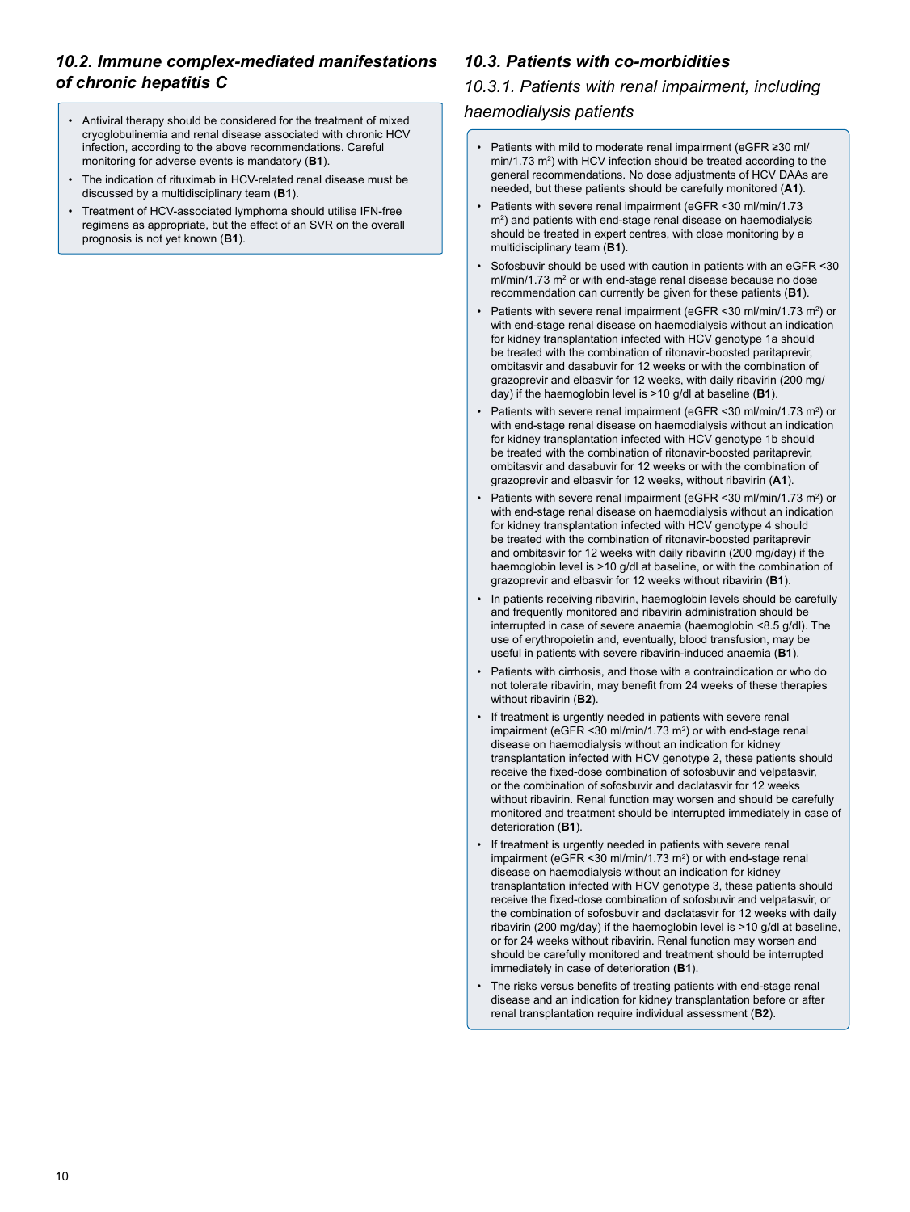### *10.2. Immune complex-mediated manifestations of chronic hepatitis C*

- Antiviral therapy should be considered for the treatment of mixed cryoglobulinemia and renal disease associated with chronic HCV infection, according to the above recommendations. Careful monitoring for adverse events is mandatory (**B1**).
- The indication of rituximab in HCV-related renal disease must be discussed by a multidisciplinary team (**B1**).
- Treatment of HCV-associated lymphoma should utilise IFN-free regimens as appropriate, but the effect of an SVR on the overall prognosis is not yet known (**B1**).

### *10.3. Patients with co-morbidities*

#### *10.3.1. Patients with renal impairment, including haemodialysis patients*

- Patients with mild to moderate renal impairment (eGFR ≥30 ml/min/1.73 $m^2$) with HCV infection should be treated according to the general recommendations. No dose adjustments of HCV DAAs are needed, but these patients should be carefully monitored (**A1**).
- Patients with severe renal impairment (eGFR <30 ml/min/1.73 $m^2$) and patients with end-stage renal disease on haemodialysis should be treated in expert centres, with close monitoring by a multidisciplinary team (**B1**).
- Sofosbuvir should be used with caution in patients with an eGFR <30 ml/min/1.73 $m^2$ or with end-stage renal disease because no dose recommendation can currently be given for these patients (**B1**).
- Patients with severe renal impairment (eGFR <30 ml/min/1.73 $m^2$) or with end-stage renal disease on haemodialysis without an indication for kidney transplantation infected with HCV genotype 1a should be treated with the combination of ritonavir-boosted paritaprevir, ombitasvir and dasabuvir for 12 weeks or with the combination of grazoprevir and elbasvir for 12 weeks, with daily ribavirin (200 mg/day) if the haemoglobin level is >10 g/dl at baseline (**B1**).
- Patients with severe renal impairment (eGFR <30 ml/min/1.73 $m^2$) or with end-stage renal disease on haemodialysis without an indication for kidney transplantation infected with HCV genotype 1b should be treated with the combination of ritonavir-boosted paritaprevir, ombitasvir and dasabuvir for 12 weeks or with the combination of grazoprevir and elbasvir for 12 weeks, without ribavirin (**A1**).
- Patients with severe renal impairment (eGFR <30 ml/min/1.73 $m^2$) or with end-stage renal disease on haemodialysis without an indication for kidney transplantation infected with HCV genotype 4 should be treated with the combination of ritonavir-boosted paritaprevir and ombitasvir for 12 weeks with daily ribavirin (200 mg/day) if the haemoglobin level is >10 g/dl at baseline, or with the combination of grazoprevir and elbasvir for 12 weeks without ribavirin (**B1**).
- In patients receiving ribavirin, haemoglobin levels should be carefully and frequently monitored and ribavirin administration should be interrupted in case of severe anaemia (haemoglobin <8.5 g/dl). The use of erythropoietin and, eventually, blood transfusion, may be useful in patients with severe ribavirin-induced anaemia (**B1**).
- Patients with cirrhosis, and those with a contraindication or who do not tolerate ribavirin, may benefit from 24 weeks of these therapies without ribavirin (**B2**).
- If treatment is urgently needed in patients with severe renal impairment (eGFR <30 ml/min/1.73 $m^2$) or with end-stage renal disease on haemodialysis without an indication for kidney transplantation infected with HCV genotype 2, these patients should receive the fixed-dose combination of sofosbuvir and velpatasvir, or the combination of sofosbuvir and daclatasvir for 12 weeks without ribavirin. Renal function may worsen and should be carefully monitored and treatment should be interrupted immediately in case of deterioration (**B1**).
- If treatment is urgently needed in patients with severe renal impairment (eGFR <30 ml/min/1.73 $m^2$) or with end-stage renal disease on haemodialysis without an indication for kidney transplantation infected with HCV genotype 3, these patients should receive the fixed-dose combination of sofosbuvir and velpatasvir, or the combination of sofosbuvir and daclatasvir for 12 weeks with daily ribavirin (200 mg/day) if the haemoglobin level is >10 g/dl at baseline, or for 24 weeks without ribavirin. Renal function may worsen and should be carefully monitored and treatment should be interrupted immediately in case of deterioration (**B1**).
- The risks versus benefits of treating patients with end-stage renal disease and an indication for kidney transplantation before or after renal transplantation require individual assessment (**B2**).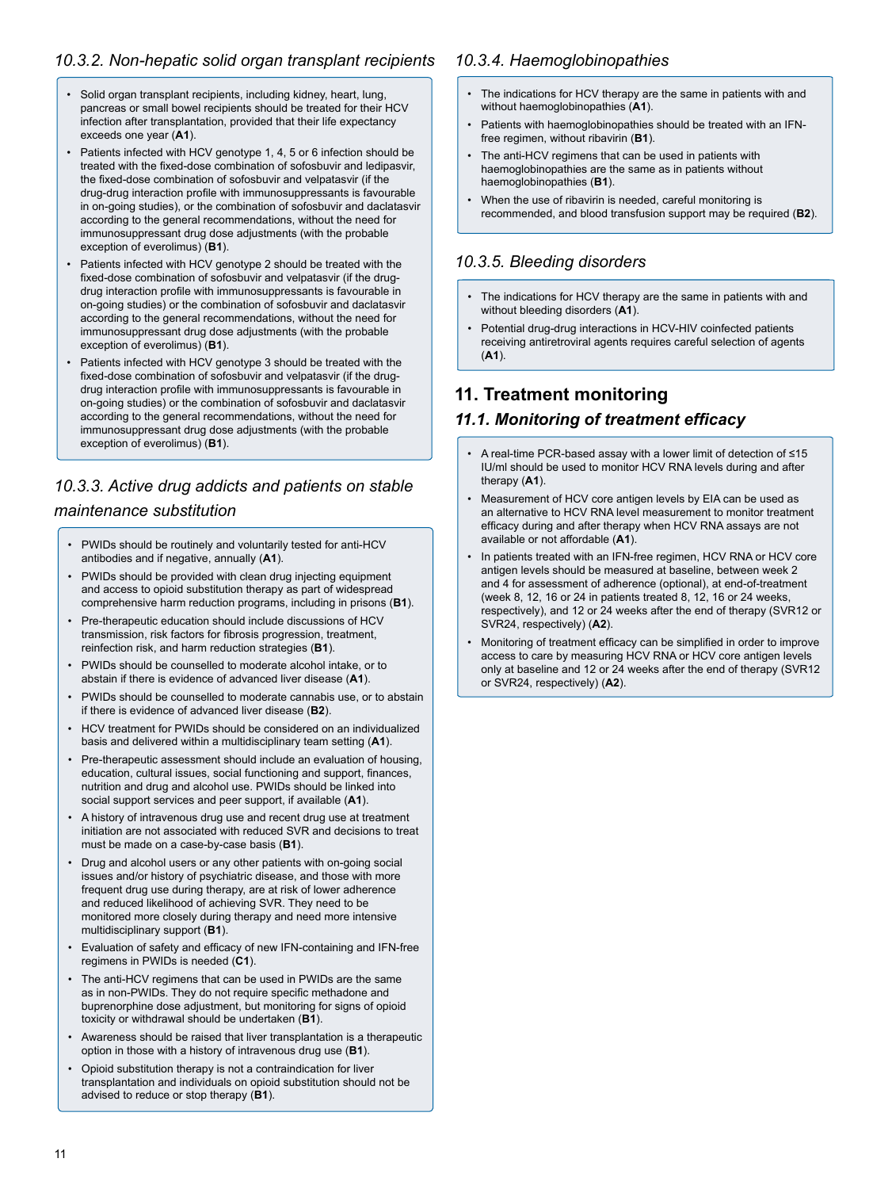### *10.3.2. Non-hepatic solid organ transplant recipients*

- Solid organ transplant recipients, including kidney, heart, lung, pancreas or small bowel recipients should be treated for their HCV infection after transplantation, provided that their life expectancy exceeds one year (**A1**).
- Patients infected with HCV genotype 1, 4, 5 or 6 infection should be treated with the fixed-dose combination of sofosbuvir and ledipasvir, the fixed-dose combination of sofosbuvir and velpatasvir (if the drug-drug interaction profile with immunosuppressants is favourable in on-going studies), or the combination of sofosbuvir and daclatasvir according to the general recommendations, without the need for immunosuppressant drug dose adjustments (with the probable exception of everolimus) (**B1**).
- Patients infected with HCV genotype 2 should be treated with the fixed-dose combination of sofosbuvir and velpatasvir (if the drug-drug interaction profile with immunosuppressants is favourable in on-going studies) or the combination of sofosbuvir and daclatasvir according to the general recommendations, without the need for immunosuppressant drug dose adjustments (with the probable exception of everolimus) (**B1**).
- Patients infected with HCV genotype 3 should be treated with the fixed-dose combination of sofosbuvir and velpatasvir (if the drug-drug interaction profile with immunosuppressants is favourable in on-going studies) or the combination of sofosbuvir and daclatasvir according to the general recommendations, without the need for immunosuppressant drug dose adjustments (with the probable exception of everolimus) (**B1**).

### *10.3.3. Active drug addicts and patients on stable maintenance substitution*

- PWIDs should be routinely and voluntarily tested for anti-HCV antibodies and if negative, annually (**A1**).
- PWIDs should be provided with clean drug injecting equipment and access to opioid substitution therapy as part of widespread comprehensive harm reduction programs, including in prisons (**B1**).
- Pre-therapeutic education should include discussions of HCV transmission, risk factors for fibrosis progression, treatment, reinfection risk, and harm reduction strategies (**B1**).
- PWIDs should be counselled to moderate alcohol intake, or to abstain if there is evidence of advanced liver disease (**A1**).
- PWIDs should be counselled to moderate cannabis use, or to abstain if there is evidence of advanced liver disease (**B2**).
- HCV treatment for PWIDs should be considered on an individualized basis and delivered within a multidisciplinary team setting (**A1**).
- Pre-therapeutic assessment should include an evaluation of housing, education, cultural issues, social functioning and support, finances, nutrition and drug and alcohol use. PWIDs should be linked into social support services and peer support, if available (**A1**).
- A history of intravenous drug use and recent drug use at treatment initiation are not associated with reduced SVR and decisions to treat must be made on a case-by-case basis (**B1**).
- Drug and alcohol users or any other patients with on-going social issues and/or history of psychiatric disease, and those with more frequent drug use during therapy, are at risk of lower adherence and reduced likelihood of achieving SVR. They need to be monitored more closely during therapy and need more intensive multidisciplinary support (**B1**).
- Evaluation of safety and efficacy of new IFN-containing and IFN-free regimens in PWIDs is needed (**C1**).
- The anti-HCV regimens that can be used in PWIDs are the same as in non-PWIDs. They do not require specific methadone and buprenorphine dose adjustment, but monitoring for signs of opioid toxicity or withdrawal should be undertaken (**B1**).
- Awareness should be raised that liver transplantation is a therapeutic option in those with a history of intravenous drug use (**B1**).
- Opioid substitution therapy is not a contraindication for liver transplantation and individuals on opioid substitution should not be advised to reduce or stop therapy (**B1**).

### *10.3.4. Haemoglobinopathies*

- The indications for HCV therapy are the same in patients with and without haemoglobinopathies (**A1**).
- Patients with haemoglobinopathies should be treated with an IFN-free regimen, without ribavirin (**B1**).
- The anti-HCV regimens that can be used in patients with haemoglobinopathies are the same as in patients without haemoglobinopathies (**B1**).
- When the use of ribavirin is needed, careful monitoring is recommended, and blood transfusion support may be required (**B2**).

### *10.3.5. Bleeding disorders*

- The indications for HCV therapy are the same in patients with and without bleeding disorders (**A1**).
- Potential drug-drug interactions in HCV-HIV coinfected patients receiving antiretroviral agents requires careful selection of agents (**A1**).

## 11. Treatment monitoring

### *11.1. Monitoring of treatment efficacy*

- A real-time PCR-based assay with a lower limit of detection of ≤15 IU/ml should be used to monitor HCV RNA levels during and after therapy (**A1**).
- Measurement of HCV core antigen levels by EIA can be used as an alternative to HCV RNA level measurement to monitor treatment efficacy during and after therapy when HCV RNA assays are not available or not affordable (**A1**).
- In patients treated with an IFN-free regimen, HCV RNA or HCV core antigen levels should be measured at baseline, between week 2 and 4 for assessment of adherence (optional), at end-of-treatment (week 8, 12, 16 or 24 in patients treated 8, 12, 16 or 24 weeks, respectively), and 12 or 24 weeks after the end of therapy (SVR12 or SVR24, respectively) (**A2**).
- Monitoring of treatment efficacy can be simplified in order to improve access to care by measuring HCV RNA or HCV core antigen levels only at baseline and 12 or 24 weeks after the end of therapy (SVR12 or SVR24, respectively) (**A2**).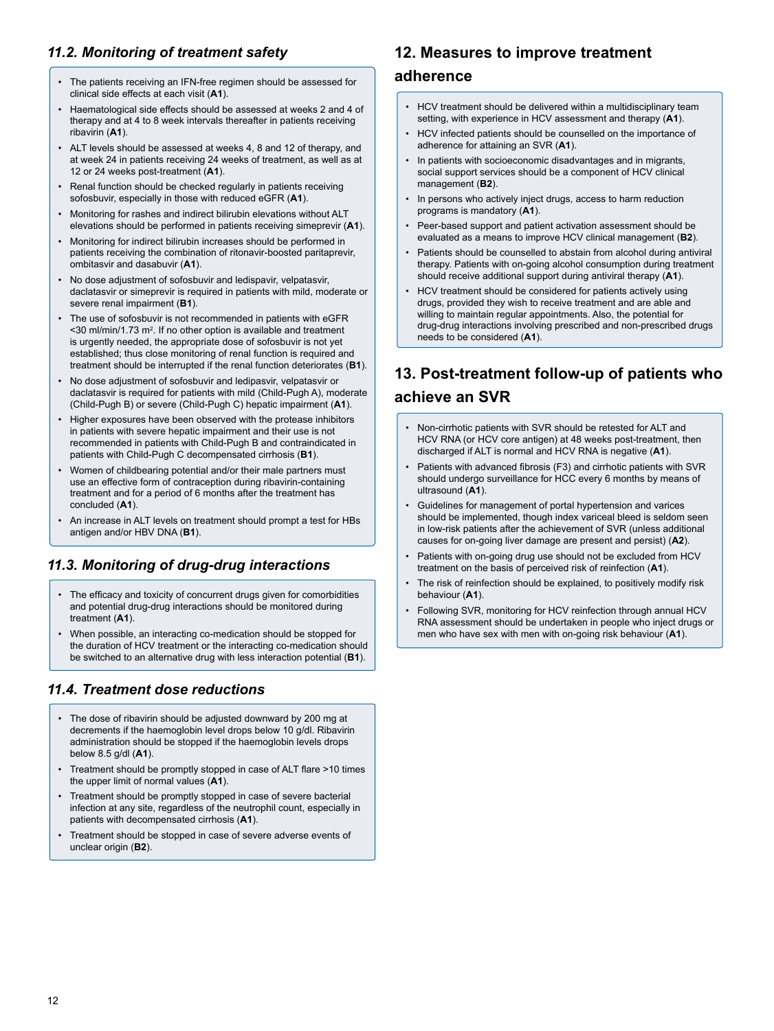### *11.2. Monitoring of treatment safety*

- The patients receiving an IFN-free regimen should be assessed for clinical side effects at each visit (**A1**).
- Haematological side effects should be assessed at weeks 2 and 4 of therapy and at 4 to 8 week intervals thereafter in patients receiving ribavirin (**A1**).
- ALT levels should be assessed at weeks 4, 8 and 12 of therapy, and at week 24 in patients receiving 24 weeks of treatment, as well as at 12 or 24 weeks post-treatment (**A1**).
- Renal function should be checked regularly in patients receiving sofosbuvir, especially in those with reduced eGFR (**A1**).
- Monitoring for rashes and indirect bilirubin elevations without ALT elevations should be performed in patients receiving simeprevir (**A1**).
- Monitoring for indirect bilirubin increases should be performed in patients receiving the combination of ritonavir-boosted paritaprevir, ombitasvir and dasabuvir (**A1**).
- No dose adjustment of sofosbuvir and ledispavir, velpatasvir, daclatasvir or simeprevir is required in patients with mild, moderate or severe renal impairment (**B1**).
- The use of sofosbuvir is not recommended in patients with eGFR <30 ml/min/1.73 $m^2$. If no other option is available and treatment is urgently needed, the appropriate dose of sofosbuvir is not yet established; thus close monitoring of renal function is required and treatment should be interrupted if the renal function deteriorates (**B1**).
- No dose adjustment of sofosbuvir and ledipasvir, velpatasvir or daclatasvir is required for patients with mild (Child-Pugh A), moderate (Child-Pugh B) or severe (Child-Pugh C) hepatic impairment (**A1**).
- Higher exposures have been observed with the protease inhibitors in patients with severe hepatic impairment and their use is not recommended in patients with Child-Pugh B and contraindicated in patients with Child-Pugh C decompensated cirrhosis (**B1**).
- Women of childbearing potential and/or their male partners must use an effective form of contraception during ribavirin-containing treatment and for a period of 6 months after the treatment has concluded (**A1**).
- An increase in ALT levels on treatment should prompt a test for HBs antigen and/or HBV DNA (**B1**).

### *11.3. Monitoring of drug-drug interactions*

- The efficacy and toxicity of concurrent drugs given for comorbidities and potential drug-drug interactions should be monitored during treatment (**A1**).
- When possible, an interacting co-medication should be stopped for the duration of HCV treatment or the interacting co-medication should be switched to an alternative drug with less interaction potential (**B1**).

### *11.4. Treatment dose reductions*

- The dose of ribavirin should be adjusted downward by 200 mg at decrements if the haemoglobin level drops below 10 g/dl. Ribavirin administration should be stopped if the haemoglobin levels drops below 8.5 g/dl (**A1**).
- Treatment should be promptly stopped in case of ALT flare >10 times the upper limit of normal values (**A1**).
- Treatment should be promptly stopped in case of severe bacterial infection at any site, regardless of the neutrophil count, especially in patients with decompensated cirrhosis (**A1**).
- Treatment should be stopped in case of severe adverse events of unclear origin (**B2**).

## 12. Measures to improve treatment adherence

- HCV treatment should be delivered within a multidisciplinary team setting, with experience in HCV assessment and therapy (**A1**).
- HCV infected patients should be counselled on the importance of adherence for attaining an SVR (**A1**).
- In patients with socioeconomic disadvantages and in migrants, social support services should be a component of HCV clinical management (**B2**).
- In persons who actively inject drugs, access to harm reduction programs is mandatory (**A1**).
- Peer-based support and patient activation assessment should be evaluated as a means to improve HCV clinical management (**B2**).
- Patients should be counselled to abstain from alcohol during antiviral therapy. Patients with on-going alcohol consumption during treatment should receive additional support during antiviral therapy (**A1**).
- HCV treatment should be considered for patients actively using drugs, provided they wish to receive treatment and are able and willing to maintain regular appointments. Also, the potential for drug-drug interactions involving prescribed and non-prescribed drugs needs to be considered (**A1**).

## 13. Post-treatment follow-up of patients who achieve an SVR

- Non-cirrhotic patients with SVR should be retested for ALT and HCV RNA (or HCV core antigen) at 48 weeks post-treatment, then discharged if ALT is normal and HCV RNA is negative (**A1**).
- Patients with advanced fibrosis (F3) and cirrhotic patients with SVR should undergo surveillance for HCC every 6 months by means of ultrasound (**A1**).
- Guidelines for management of portal hypertension and varices should be implemented, though index variceal bleed is seldom seen in low-risk patients after the achievement of SVR (unless additional causes for on-going liver damage are present and persist) (**A2**).
- Patients with on-going drug use should not be excluded from HCV treatment on the basis of perceived risk of reinfection (**A1**).
- The risk of reinfection should be explained, to positively modify risk behaviour (**A1**).
- Following SVR, monitoring for HCV reinfection through annual HCV RNA assessment should be undertaken in people who inject drugs or men who have sex with men with on-going risk behaviour (**A1**).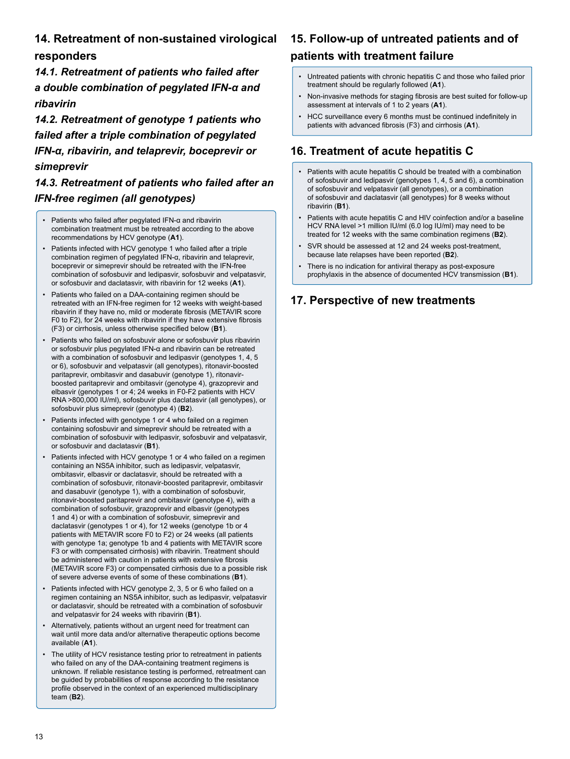## 14. Retreatment of non-sustained virological responders

### *14.1. Retreatment of patients who failed after a double combination of pegylated IFN-α and ribavirin*

### *14.2. Retreatment of genotype 1 patients who failed after a triple combination of pegylated IFN-α, ribavirin, and telaprevir, boceprevir or simeprevir*

### *14.3. Retreatment of patients who failed after an IFN-free regimen (all genotypes)*

- Patients who failed after pegylated IFN-α and ribavirin combination treatment must be retreated according to the above recommendations by HCV genotype (**A1**).
- Patients infected with HCV genotype 1 who failed after a triple combination regimen of pegylated IFN-α, ribavirin and telaprevir, boceprevir or simeprevir should be retreated with the IFN-free combination of sofosbuvir and ledipasvir, sofosbuvir and velpatasvir, or sofosbuvir and daclatasvir, with ribavirin for 12 weeks (**A1**).
- Patients who failed on a DAA-containing regimen should be retreated with an IFN-free regimen for 12 weeks with weight-based ribavirin if they have no, mild or moderate fibrosis (METAVIR score F0 to F2), for 24 weeks with ribavirin if they have extensive fibrosis (F3) or cirrhosis, unless otherwise specified below (**B1**).
- Patients who failed on sofosbuvir alone or sofosbuvir plus ribavirin or sofosbuvir plus pegylated IFN-α and ribavirin can be retreated with a combination of sofosbuvir and ledipasvir (genotypes 1, 4, 5 or 6), sofosbuvir and velpatasvir (all genotypes), ritonavir-boosted paritaprevir, ombitasvir and dasabuvir (genotype 1), ritonavir-boosted paritaprevir and ombitasvir (genotype 4), grazoprevir and elbasvir (genotypes 1 or 4; 24 weeks in F0-F2 patients with HCV RNA >800,000 IU/ml), sofosbuvir plus daclatasvir (all genotypes), or sofosbuvir plus simeprevir (genotype 4) (**B2**).
- Patients infected with genotype 1 or 4 who failed on a regimen containing sofosbuvir and simeprevir should be retreated with a combination of sofosbuvir with ledipasvir, sofosbuvir and velpatasvir, or sofosbuvir and daclatasvir (**B1**).
- Patients infected with HCV genotype 1 or 4 who failed on a regimen containing an NS5A inhibitor, such as ledipasvir, velpatasvir, ombitasvir, elbasvir or daclatasvir, should be retreated with a combination of sofosbuvir, ritonavir-boosted paritaprevir, ombitasvir and dasabuvir (genotype 1), with a combination of sofosbuvir, ritonavir-boosted paritaprevir and ombitasvir (genotype 4), with a combination of sofosbuvir, grazoprevir and elbasvir (genotypes 1 and 4) or with a combination of sofosbuvir, simeprevir and daclatasvir (genotypes 1 or 4), for 12 weeks (genotype 1b or 4 patients with METAVIR score F0 to F2) or 24 weeks (all patients with genotype 1a; genotype 1b and 4 patients with METAVIR score F3 or with compensated cirrhosis) with ribavirin. Treatment should be administered with caution in patients with extensive fibrosis (METAVIR score F3) or compensated cirrhosis due to a possible risk of severe adverse events of some of these combinations (**B1**).
- Patients infected with HCV genotype 2, 3, 5 or 6 who failed on a regimen containing an NS5A inhibitor, such as ledipasvir, velpatasvir or daclatasvir, should be retreated with a combination of sofosbuvir and velpatasvir for 24 weeks with ribavirin (**B1**).
- Alternatively, patients without an urgent need for treatment can wait until more data and/or alternative therapeutic options become available (**A1**).
- The utility of HCV resistance testing prior to retreatment in patients who failed on any of the DAA-containing treatment regimens is unknown. If reliable resistance testing is performed, retreatment can be guided by probabilities of response according to the resistance profile observed in the context of an experienced multidisciplinary team (**B2**).

## 15. Follow-up of untreated patients and of patients with treatment failure

- Untreated patients with chronic hepatitis C and those who failed prior treatment should be regularly followed (**A1**).
- Non-invasive methods for staging fibrosis are best suited for follow-up assessment at intervals of 1 to 2 years (**A1**).
- HCC surveillance every 6 months must be continued indefinitely in patients with advanced fibrosis (F3) and cirrhosis (**A1**).

## 16. Treatment of acute hepatitis C

- Patients with acute hepatitis C should be treated with a combination of sofosbuvir and ledipasvir (genotypes 1, 4, 5 and 6), a combination of sofosbuvir and velpatasvir (all genotypes), or a combination of sofosbuvir and daclatasvir (all genotypes) for 8 weeks without ribavirin (**B1**).
- Patients with acute hepatitis C and HIV coinfection and/or a baseline HCV RNA level >1 million IU/ml (6.0 log IU/ml) may need to be treated for 12 weeks with the same combination regimens (**B2**).
- SVR should be assessed at 12 and 24 weeks post-treatment, because late relapses have been reported (**B2**).
- There is no indication for antiviral therapy as post-exposure prophylaxis in the absence of documented HCV transmission (**B1**).

## 17. Perspective of new treatments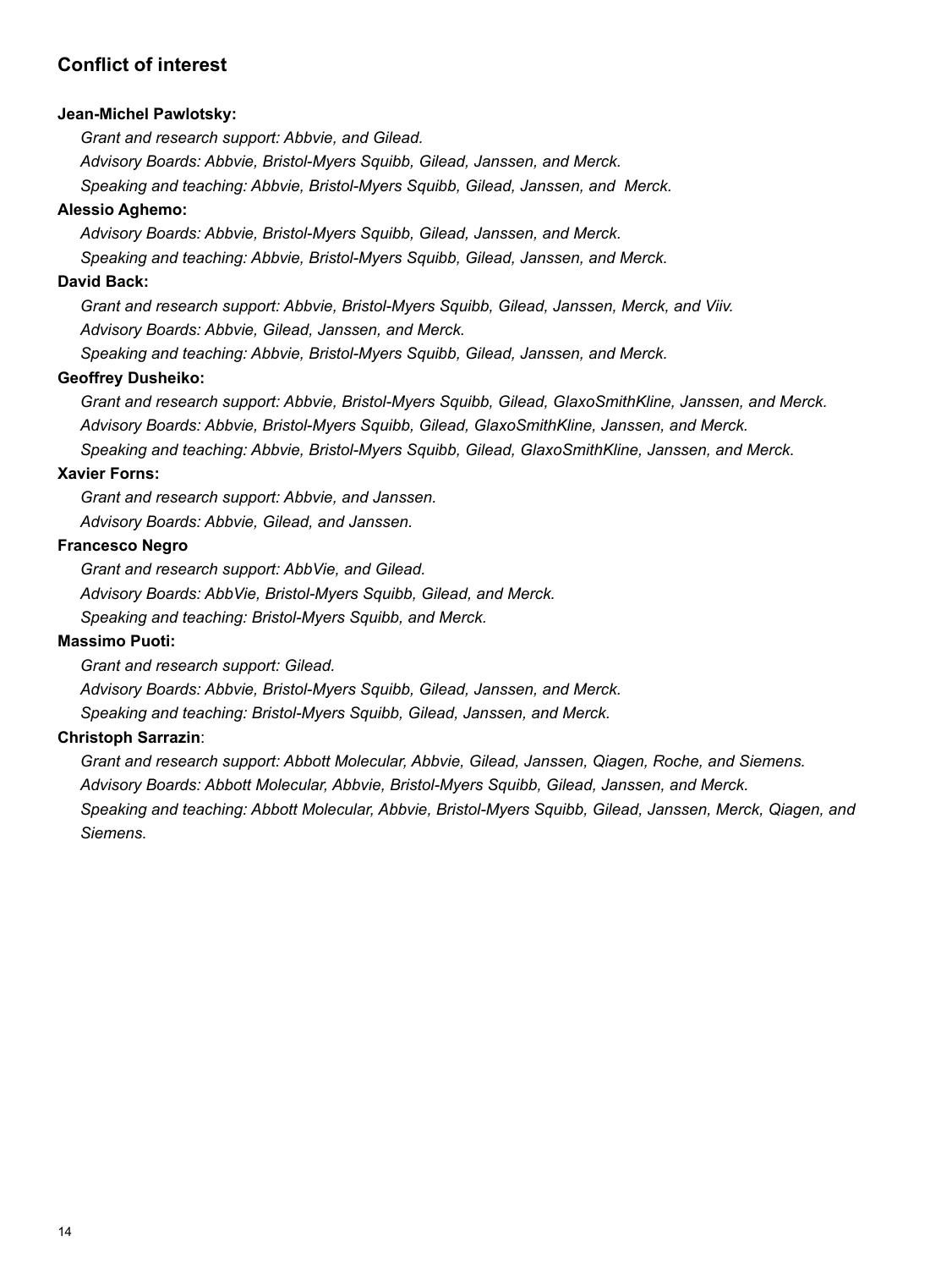## Conflict of interest

**Jean-Michel Pawlotsky:**

*Grant and research support: Abbvie, and Gilead.*
*Advisory Boards: Abbvie, Bristol-Myers Squibb, Gilead, Janssen, and Merck.*
*Speaking and teaching: Abbvie, Bristol-Myers Squibb, Gilead, Janssen, and Merck.*

**Alessio Aghemo:**

*Advisory Boards: Abbvie, Bristol-Myers Squibb, Gilead, Janssen, and Merck.*
*Speaking and teaching: Abbvie, Bristol-Myers Squibb, Gilead, Janssen, and Merck.*

**David Back:**

*Grant and research support: Abbvie, Bristol-Myers Squibb, Gilead, Janssen, Merck, and Viiv.*
*Advisory Boards: Abbvie, Gilead, Janssen, and Merck.*
*Speaking and teaching: Abbvie, Bristol-Myers Squibb, Gilead, Janssen, and Merck.*

**Geoffrey Dusheiko:**

*Grant and research support: Abbvie, Bristol-Myers Squibb, Gilead, GlaxoSmithKline, Janssen, and Merck.*
*Advisory Boards: Abbvie, Bristol-Myers Squibb, Gilead, GlaxoSmithKline, Janssen, and Merck.*
*Speaking and teaching: Abbvie, Bristol-Myers Squibb, Gilead, GlaxoSmithKline, Janssen, and Merck.*

**Xavier Forns:**

*Grant and research support: Abbvie, and Janssen.*
*Advisory Boards: Abbvie, Gilead, and Janssen.*

**Francesco Negro**

*Grant and research support: AbbVie, and Gilead.*
*Advisory Boards: AbbVie, Bristol-Myers Squibb, Gilead, and Merck.*
*Speaking and teaching: Bristol-Myers Squibb, and Merck.*

**Massimo Puoti:**

*Grant and research support: Gilead.*
*Advisory Boards: Abbvie, Bristol-Myers Squibb, Gilead, Janssen, and Merck.*
*Speaking and teaching: Bristol-Myers Squibb, Gilead, Janssen, and Merck.*

**Christoph Sarrazin**:

*Grant and research support: Abbott Molecular, Abbvie, Gilead, Janssen, Qiagen, Roche, and Siemens.*
*Advisory Boards: Abbott Molecular, Abbvie, Bristol-Myers Squibb, Gilead, Janssen, and Merck.*
*Speaking and teaching: Abbott Molecular, Abbvie, Bristol-Myers Squibb, Gilead, Janssen, Merck, Qiagen, and Siemens.*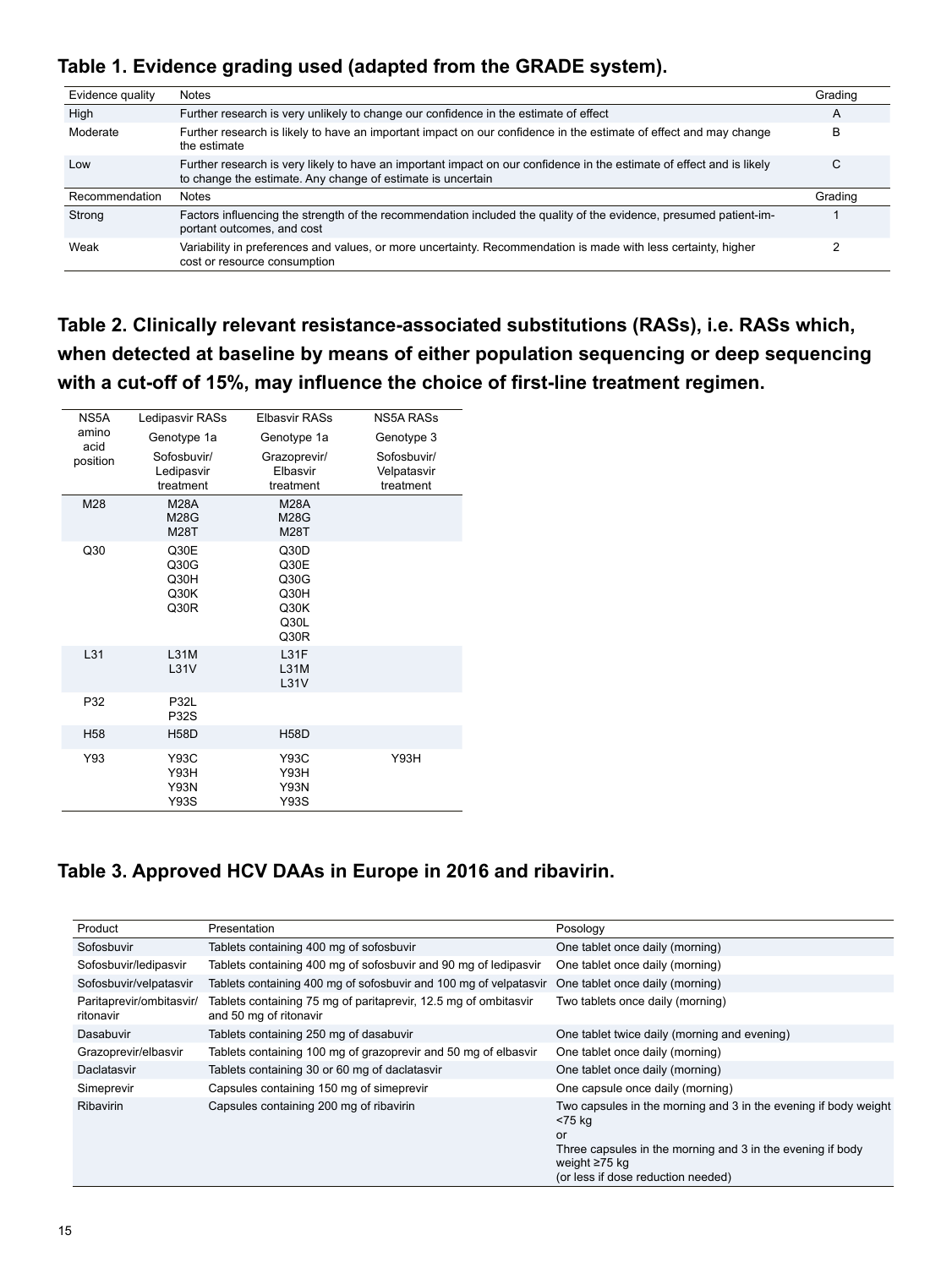## Table 1. Evidence grading used (adapted from the GRADE system).

| Evidence quality | Notes | Grading |
|---|---|---|
| High | Further research is very unlikely to change our confidence in the estimate of effect | A |
| Moderate | Further research is likely to have an important impact on our confidence in the estimate of effect and may change the estimate | B |
| Low | Further research is very likely to have an important impact on our confidence in the estimate of effect and is likely to change the estimate. Any change of estimate is uncertain | C |
| Recommendation | Notes | Grading |
| Strong | Factors influencing the strength of the recommendation included the quality of the evidence, presumed patient-important outcomes, and cost | 1 |
| Weak | Variability in preferences and values, or more uncertainty. Recommendation is made with less certainty, higher cost or resource consumption | 2 |

## Table 2. Clinically relevant resistance-associated substitutions (RASs), i.e. RASs which, when detected at baseline by means of either population sequencing or deep sequencing with a cut-off of 15%, may influence the choice of first-line treatment regimen.

| NS5A amino acid position | Ledipasvir RASs<br>Genotype 1a<br>Sofosbuvir/ Ledipasvir treatment | Elbasvir RASs<br>Genotype 1a<br>Grazoprevir/ Elbasvir treatment | NS5A RASs<br>Genotype 3<br>Sofosbuvir/ Velpatasvir treatment |
|---|---|---|---|
| M28 | M28A<br>M28G<br>M28T | M28A<br>M28G<br>M28T | |
| Q30 | Q30E<br>Q30G<br>Q30H<br>Q30K<br>Q30R | Q30D<br>Q30E<br>Q30G<br>Q30H<br>Q30K<br>Q30L<br>Q30R | |
| L31 | L31M<br>L31V | L31F<br>L31M<br>L31V | |
| P32 | P32L<br>P32S | | |
| H58 | H58D | H58D | |
| Y93 | Y93C<br>Y93H<br>Y93N<br>Y93S | Y93C<br>Y93H<br>Y93N<br>Y93S | Y93H |

## Table 3. Approved HCV DAAs in Europe in 2016 and ribavirin.

| Product | Presentation | Posology |
|---|---|---|
| Sofosbuvir | Tablets containing 400 mg of sofosbuvir | One tablet once daily (morning) |
| Sofosbuvir/ledipasvir | Tablets containing 400 mg of sofosbuvir and 90 mg of ledipasvir | One tablet once daily (morning) |
| Sofosbuvir/velpatasvir | Tablets containing 400 mg of sofosbuvir and 100 mg of velpatasvir | One tablet once daily (morning) |
| Paritaprevir/ombitasvir/ritonavir | Tablets containing 75 mg of paritaprevir, 12.5 mg of ombitasvir and 50 mg of ritonavir | Two tablets once daily (morning) |
| Dasabuvir | Tablets containing 250 mg of dasabuvir | One tablet twice daily (morning and evening) |
| Grazoprevir/elbasvir | Tablets containing 100 mg of grazoprevir and 50 mg of elbasvir | One tablet once daily (morning) |
| Daclatasvir | Tablets containing 30 or 60 mg of daclatasvir | One tablet once daily (morning) |
| Simeprevir | Capsules containing 150 mg of simeprevir | One capsule once daily (morning) |
| Ribavirin | Capsules containing 200 mg of ribavirin | Two capsules in the morning and 3 in the evening if body weight <75 kg<br>or<br>Three capsules in the morning and 3 in the evening if body weight ≥75 kg<br>(or less if dose reduction needed) |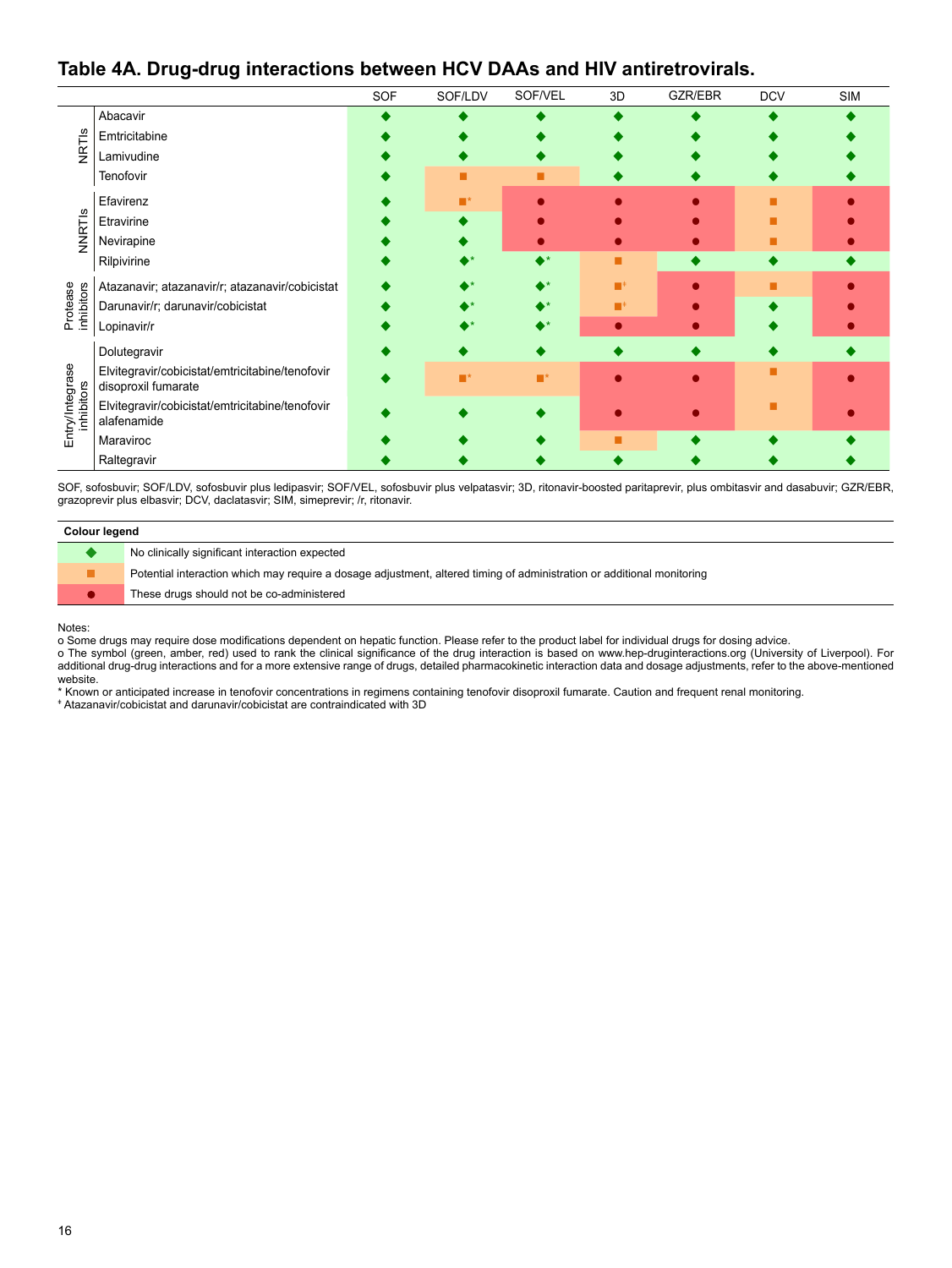## Table 4A. Drug-drug interactions between HCV DAAs and HIV antiretrovirals.

| | | SOF | SOF/LDV | SOF/VEL | 3D | GZR/EBR | DCV | SIM |
|---|---|---|---|---|---|---|---|---|
| NRTIs | Abacavir | ◆ | ◆ | ◆ | ◆ | ◆ | ◆ | ◆ |
| | Emtricitabine | ◆ | ◆ | ◆ | ◆ | ◆ | ◆ | ◆ |
| | Lamivudine | ◆ | ◆ | ◆ | ◆ | ◆ | ◆ | ◆ |
| | Tenofovir | ◆ | ■ | ■ | ◆ | ◆ | ◆ | ◆ |
| NNRTIs | Efavirenz | ◆ | ■* | ● | ● | ● | ■ | ● |
| | Etravirine | ◆ | ◆ | ● | ● | ● | ■ | ● |
| | Nevirapine | ◆ | ◆ | ● | ● | ● | ■ | ● |
| | Rilpivirine | ◆ | ◆* | ◆* | ■ | ◆ | ◆ | ◆ |
| Protease inhibitors | Atazanavir; atazanavir/r; atazanavir/cobicistat | ◆ | ◆* | ◆* | ■‡ | ● | ■ | ● |
| | Darunavir/r; darunavir/cobicistat | ◆ | ◆* | ◆* | ■‡ | ● | ◆ | ● |
| | Lopinavir/r | ◆ | ◆* | ◆* | ● | ● | ◆ | ● |
| Entry/Integrase inhibitors | Dolutegravir | ◆ | ◆ | ◆ | ◆ | ◆ | ◆ | ◆ |
| | Elvitegravir/cobicistat/emtricitabine/tenofovir disoproxil fumarate | ◆ | ■* | ■* | ● | ● | ■ | ● |
| | Elvitegravir/cobicistat/emtricitabine/tenofovir alafenamide | ◆ | ◆ | ◆ | ● | ● | ■ | ● |
| | Maraviroc | ◆ | ◆ | ◆ | ■ | ◆ | ◆ | ◆ |
| | Raltegravir | ◆ | ◆ | ◆ | ◆ | ◆ | ◆ | ◆ |

SOF, sofosbuvir; SOF/LDV, sofosbuvir plus ledipasvir; SOF/VEL, sofosbuvir plus velpatasvir; 3D, ritonavir-boosted paritaprevir, plus ombitasvir and dasabuvir; GZR/EBR, grazoprevir plus elbasvir; DCV, daclatasvir; SIM, simeprevir; /r, ritonavir.

| Colour legend | |
|---|---|
| ◆ (green) | No clinically significant interaction expected |
| ■ (amber) | Potential interaction which may require a dosage adjustment, altered timing of administration or additional monitoring |
| ● (red) | These drugs should not be co-administered |

Notes:

o Some drugs may require dose modifications dependent on hepatic function. Please refer to the product label for individual drugs for dosing advice.

o The symbol (green, amber, red) used to rank the clinical significance of the drug interaction is based on www.hep-druginteractions.org (University of Liverpool). For additional drug-drug interactions and for a more extensive range of drugs, detailed pharmacokinetic interaction data and dosage adjustments, refer to the above-mentioned website.

* Known or anticipated increase in tenofovir concentrations in regimens containing tenofovir disoproxil fumarate. Caution and frequent renal monitoring.

‡ Atazanavir/cobicistat and darunavir/cobicistat are contraindicated with 3D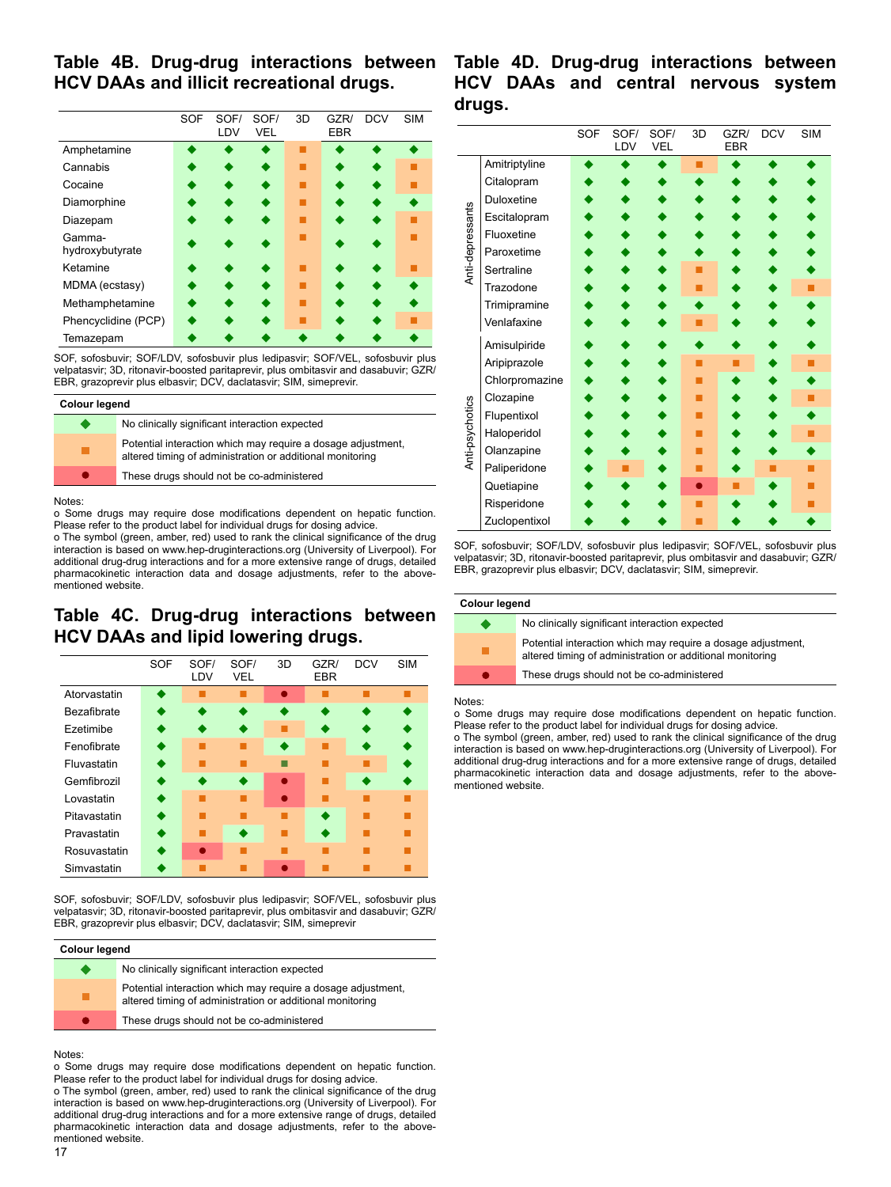## Table 4B. Drug-drug interactions between HCV DAAs and illicit recreational drugs.

| | SOF | SOF/ LDV | SOF/ VEL | 3D | GZR/ EBR | DCV | SIM |
|---|---|---|---|---|---|---|---|
| Amphetamine | ◆ | ◆ | ◆ | ■ | ◆ | ◆ | ◆ |
| Cannabis | ◆ | ◆ | ◆ | ■ | ◆ | ◆ | ■ |
| Cocaine | ◆ | ◆ | ◆ | ■ | ◆ | ◆ | ■ |
| Diamorphine | ◆ | ◆ | ◆ | ■ | ◆ | ◆ | ◆ |
| Diazepam | ◆ | ◆ | ◆ | ■ | ◆ | ◆ | ■ |
| Gamma-hydroxybutyrate | ◆ | ◆ | ◆ | ■ | ◆ | ◆ | ■ |
| Ketamine | ◆ | ◆ | ◆ | ■ | ◆ | ◆ | ■ |
| MDMA (ecstasy) | ◆ | ◆ | ◆ | ■ | ◆ | ◆ | ◆ |
| Methamphetamine | ◆ | ◆ | ◆ | ■ | ◆ | ◆ | ◆ |
| Phencyclidine (PCP) | ◆ | ◆ | ◆ | ■ | ◆ | ◆ | ■ |
| Temazepam | ◆ | ◆ | ◆ | ◆ | ◆ | ◆ | ◆ |

SOF, sofosbuvir; SOF/LDV, sofosbuvir plus ledipasvir; SOF/VEL, sofosbuvir plus velpatasvir; 3D, ritonavir-boosted paritaprevir, plus ombitasvir and dasabuvir; GZR/EBR, grazoprevir plus elbasvir; DCV, daclatasvir; SIM, simeprevir.

| Colour legend | |
|---|---|
| ◆ | No clinically significant interaction expected |
| ■ | Potential interaction which may require a dosage adjustment, altered timing of administration or additional monitoring |
| ● | These drugs should not be co-administered |

Notes:
o Some drugs may require dose modifications dependent on hepatic function. Please refer to the product label for individual drugs for dosing advice.
o The symbol (green, amber, red) used to rank the clinical significance of the drug interaction is based on www.hep-druginteractions.org (University of Liverpool). For additional drug-drug interactions and for a more extensive range of drugs, detailed pharmacokinetic interaction data and dosage adjustments, refer to the above-mentioned website.

## Table 4C. Drug-drug interactions between HCV DAAs and lipid lowering drugs.

| | SOF | SOF/ LDV | SOF/ VEL | 3D | GZR/ EBR | DCV | SIM |
|---|---|---|---|---|---|---|---|
| Atorvastatin | ◆ | ■ | ■ | ● | ■ | ■ | ■ |
| Bezafibrate | ◆ | ◆ | ◆ | ◆ | ◆ | ◆ | ◆ |
| Ezetimibe | ◆ | ◆ | ◆ | ■ | ◆ | ◆ | ◆ |
| Fenofibrate | ◆ | ■ | ■ | ◆ | ■ | ◆ | ◆ |
| Fluvastatin | ◆ | ■ | ■ | ■ | ■ | ■ | ◆ |
| Gemfibrozil | ◆ | ◆ | ◆ | ● | ■ | ◆ | ◆ |
| Lovastatin | ◆ | ■ | ■ | ● | ■ | ■ | ■ |
| Pitavastatin | ◆ | ■ | ■ | ■ | ◆ | ■ | ■ |
| Pravastatin | ◆ | ■ | ◆ | ■ | ◆ | ■ | ■ |
| Rosuvastatin | ◆ | ● | ■ | ■ | ■ | ■ | ■ |
| Simvastatin | ◆ | ■ | ■ | ● | ■ | ■ | ■ |

SOF, sofosbuvir; SOF/LDV, sofosbuvir plus ledipasvir; SOF/VEL, sofosbuvir plus velpatasvir; 3D, ritonavir-boosted paritaprevir, plus ombitasvir and dasabuvir; GZR/EBR, grazoprevir plus elbasvir; DCV, daclatasvir; SIM, simeprevir

| Colour legend | |
|---|---|
| ◆ | No clinically significant interaction expected |
| ■ | Potential interaction which may require a dosage adjustment, altered timing of administration or additional monitoring |
| ● | These drugs should not be co-administered |

Notes:
o Some drugs may require dose modifications dependent on hepatic function. Please refer to the product label for individual drugs for dosing advice.
o The symbol (green, amber, red) used to rank the clinical significance of the drug interaction is based on www.hep-druginteractions.org (University of Liverpool). For additional drug-drug interactions and for a more extensive range of drugs, detailed pharmacokinetic interaction data and dosage adjustments, refer to the above-mentioned website.

## Table 4D. Drug-drug interactions between HCV DAAs and central nervous system drugs.

| | | SOF | SOF/ LDV | SOF/ VEL | 3D | GZR/ EBR | DCV | SIM |
|---|---|---|---|---|---|---|---|---|
| Anti-depressants | Amitriptyline | ◆ | ◆ | ◆ | ■ | ◆ | ◆ | ◆ |
| | Citalopram | ◆ | ◆ | ◆ | ◆ | ◆ | ◆ | ◆ |
| | Duloxetine | ◆ | ◆ | ◆ | ◆ | ◆ | ◆ | ◆ |
| | Escitalopram | ◆ | ◆ | ◆ | ◆ | ◆ | ◆ | ◆ |
| | Fluoxetine | ◆ | ◆ | ◆ | ◆ | ◆ | ◆ | ◆ |
| | Paroxetime | ◆ | ◆ | ◆ | ◆ | ◆ | ◆ | ◆ |
| | Sertraline | ◆ | ◆ | ◆ | ■ | ◆ | ◆ | ◆ |
| | Trazodone | ◆ | ◆ | ◆ | ■ | ◆ | ◆ | ■ |
| | Trimipramine | ◆ | ◆ | ◆ | ◆ | ◆ | ◆ | ◆ |
| | Venlafaxine | ◆ | ◆ | ◆ | ■ | ◆ | ◆ | ◆ |
| Anti-psychotics | Amisulpiride | ◆ | ◆ | ◆ | ◆ | ◆ | ◆ | ◆ |
| | Aripiprazole | ◆ | ◆ | ◆ | ■ | ■ | ◆ | ■ |
| | Chlorpromazine | ◆ | ◆ | ◆ | ■ | ◆ | ◆ | ◆ |
| | Clozapine | ◆ | ◆ | ◆ | ■ | ◆ | ◆ | ■ |
| | Flupentixol | ◆ | ◆ | ◆ | ■ | ◆ | ◆ | ◆ |
| | Haloperidol | ◆ | ◆ | ◆ | ■ | ◆ | ◆ | ■ |
| | Olanzapine | ◆ | ◆ | ◆ | ■ | ◆ | ◆ | ◆ |
| | Paliperidone | ◆ | ■ | ◆ | ■ | ◆ | ■ | ■ |
| | Quetiapine | ◆ | ◆ | ◆ | ● | ■ | ◆ | ■ |
| | Risperidone | ◆ | ◆ | ◆ | ■ | ◆ | ◆ | ■ |
| | Zuclopentixol | ◆ | ◆ | ◆ | ■ | ◆ | ◆ | ◆ |

SOF, sofosbuvir; SOF/LDV, sofosbuvir plus ledipasvir; SOF/VEL, sofosbuvir plus velpatasvir; 3D, ritonavir-boosted paritaprevir, plus ombitasvir and dasabuvir; GZR/EBR, grazoprevir plus elbasvir; DCV, daclatasvir; SIM, simeprevir.

| Colour legend | |
|---|---|
| ◆ | No clinically significant interaction expected |
| ■ | Potential interaction which may require a dosage adjustment, altered timing of administration or additional monitoring |
| ● | These drugs should not be co-administered |

Notes:
o Some drugs may require dose modifications dependent on hepatic function. Please refer to the product label for individual drugs for dosing advice.
o The symbol (green, amber, red) used to rank the clinical significance of the drug interaction is based on www.hep-druginteractions.org (University of Liverpool). For additional drug-drug interactions and for a more extensive range of drugs, detailed pharmacokinetic interaction data and dosage adjustments, refer to the above-mentioned website.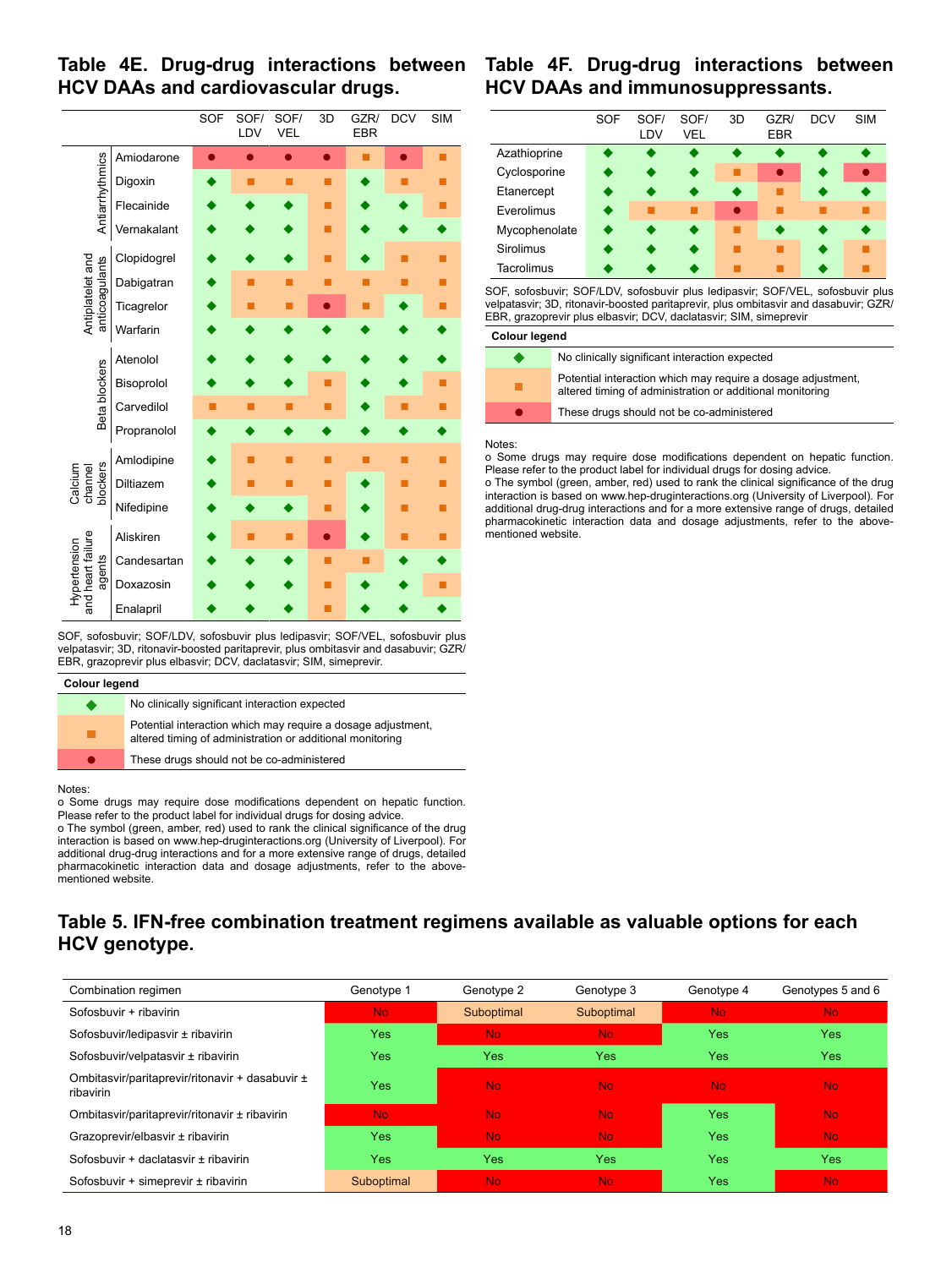## Table 4E. Drug-drug interactions between HCV DAAs and cardiovascular drugs.

| Class | Drug | SOF | SOF/LDV | SOF/VEL | 3D | GZR/EBR | DCV | SIM |
|---|---|---|---|---|---|---|---|---|
| Antiarrhythmics | Amiodarone | ● | ● | ● | ● | ■ | ● | ■ |
| | Digoxin | ◆ | ■ | ■ | ■ | ◆ | ■ | ■ |
| | Flecainide | ◆ | ◆ | ◆ | ■ | ◆ | ◆ | ■ |
| | Vernakalant | ◆ | ◆ | ◆ | ■ | ◆ | ◆ | ◆ |
| Antiplatelet and anticoagulants | Clopidogrel | ◆ | ◆ | ◆ | ■ | ◆ | ■ | ■ |
| | Dabigatran | ◆ | ■ | ■ | ■ | ■ | ■ | ■ |
| | Ticagrelor | ◆ | ■ | ■ | ● | ■ | ◆ | ■ |
| | Warfarin | ◆ | ◆ | ◆ | ◆ | ◆ | ◆ | ◆ |
| Beta blockers | Atenolol | ◆ | ◆ | ◆ | ◆ | ◆ | ◆ | ◆ |
| | Bisoprolol | ◆ | ◆ | ◆ | ■ | ◆ | ◆ | ■ |
| | Carvedilol | ■ | ■ | ■ | ■ | ◆ | ■ | ■ |
| | Propranolol | ◆ | ◆ | ◆ | ◆ | ◆ | ◆ | ◆ |
| Calcium channel blockers | Amlodipine | ◆ | ■ | ■ | ■ | ■ | ■ | ■ |
| | Diltiazem | ◆ | ■ | ■ | ■ | ◆ | ■ | ■ |
| | Nifedipine | ◆ | ◆ | ◆ | ■ | ◆ | ■ | ■ |
| Hypertension and heart failure agents | Aliskiren | ◆ | ■ | ■ | ● | ◆ | ■ | ■ |
| | Candesartan | ◆ | ◆ | ◆ | ■ | ■ | ◆ | ◆ |
| | Doxazosin | ◆ | ◆ | ◆ | ■ | ◆ | ◆ | ■ |
| | Enalapril | ◆ | ◆ | ◆ | ■ | ◆ | ◆ | ◆ |

SOF, sofosbuvir; SOF/LDV, sofosbuvir plus ledipasvir; SOF/VEL, sofosbuvir plus velpatasvir; 3D, ritonavir-boosted paritaprevir, plus ombitasvir and dasabuvir; GZR/EBR, grazoprevir plus elbasvir; DCV, daclatasvir; SIM, simeprevir.

**Colour legend**

| Symbol | Meaning |
|---|---|
| ◆ | No clinically significant interaction expected |
| ■ | Potential interaction which may require a dosage adjustment, altered timing of administration or additional monitoring |
| ● | These drugs should not be co-administered |

Notes:
o Some drugs may require dose modifications dependent on hepatic function. Please refer to the product label for individual drugs for dosing advice.
o The symbol (green, amber, red) used to rank the clinical significance of the drug interaction is based on www.hep-druginteractions.org (University of Liverpool). For additional drug-drug interactions and for a more extensive range of drugs, detailed pharmacokinetic interaction data and dosage adjustments, refer to the above-mentioned website.

## Table 4F. Drug-drug interactions between HCV DAAs and immunosuppressants.

| Drug | SOF | SOF/LDV | SOF/VEL | 3D | GZR/EBR | DCV | SIM |
|---|---|---|---|---|---|---|---|
| Azathioprine | ◆ | ◆ | ◆ | ◆ | ◆ | ◆ | ◆ |
| Cyclosporine | ◆ | ◆ | ◆ | ■ | ● | ◆ | ● |
| Etanercept | ◆ | ◆ | ◆ | ◆ | ■ | ◆ | ◆ |
| Everolimus | ◆ | ■ | ■ | ● | ■ | ■ | ■ |
| Mycophenolate | ◆ | ◆ | ◆ | ■ | ◆ | ◆ | ◆ |
| Sirolimus | ◆ | ◆ | ◆ | ■ | ■ | ◆ | ■ |
| Tacrolimus | ◆ | ◆ | ◆ | ■ | ■ | ◆ | ■ |

SOF, sofosbuvir; SOF/LDV, sofosbuvir plus ledipasvir; SOF/VEL, sofosbuvir plus velpatasvir; 3D, ritonavir-boosted paritaprevir, plus ombitasvir and dasabuvir; GZR/EBR, grazoprevir plus elbasvir; DCV, daclatasvir; SIM, simeprevir

**Colour legend**

| Symbol | Meaning |
|---|---|
| ◆ | No clinically significant interaction expected |
| ■ | Potential interaction which may require a dosage adjustment, altered timing of administration or additional monitoring |
| ● | These drugs should not be co-administered |

Notes:
o Some drugs may require dose modifications dependent on hepatic function. Please refer to the product label for individual drugs for dosing advice.
o The symbol (green, amber, red) used to rank the clinical significance of the drug interaction is based on www.hep-druginteractions.org (University of Liverpool). For additional drug-drug interactions and for a more extensive range of drugs, detailed pharmacokinetic interaction data and dosage adjustments, refer to the above-mentioned website.

## Table 5. IFN-free combination treatment regimens available as valuable options for each HCV genotype.

| Combination regimen | Genotype 1 | Genotype 2 | Genotype 3 | Genotype 4 | Genotypes 5 and 6 |
|---|---|---|---|---|---|
| Sofosbuvir + ribavirin | No | Suboptimal | Suboptimal | No | No |
| Sofosbuvir/ledipasvir ± ribavirin | Yes | No | No | Yes | Yes |
| Sofosbuvir/velpatasvir ± ribavirin | Yes | Yes | Yes | Yes | Yes |
| Ombitasvir/paritaprevir/ritonavir + dasabuvir ± ribavirin | Yes | No | No | No | No |
| Ombitasvir/paritaprevir/ritonavir ± ribavirin | No | No | No | Yes | No |
| Grazoprevir/elbasvir ± ribavirin | Yes | No | No | Yes | No |
| Sofosbuvir + daclatasvir ± ribavirin | Yes | Yes | Yes | Yes | Yes |
| Sofosbuvir + simeprevir ± ribavirin | Suboptimal | No | No | Yes | No |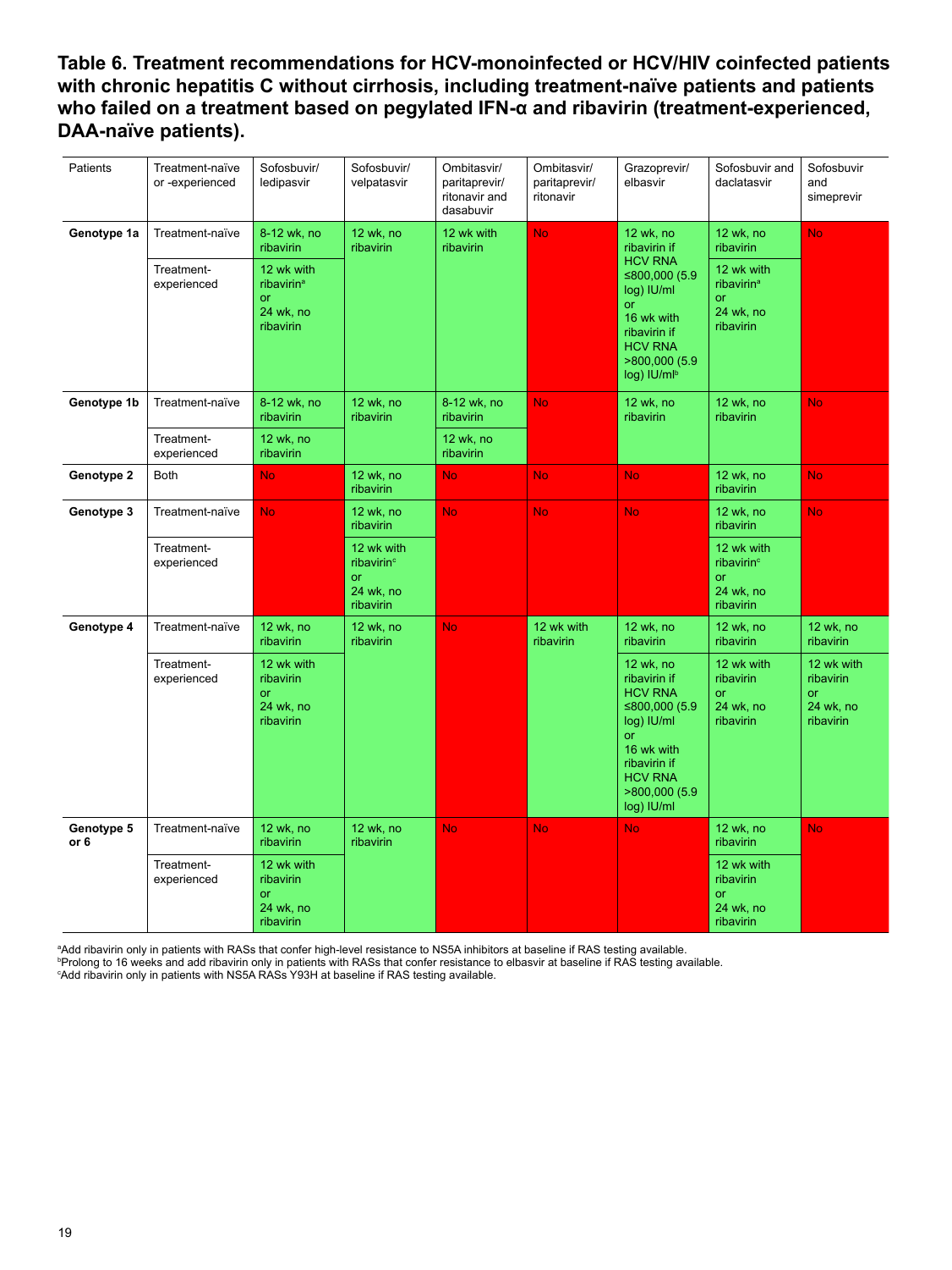**Table 6. Treatment recommendations for HCV-monoinfected or HCV/HIV coinfected patients with chronic hepatitis C without cirrhosis, including treatment-naïve patients and patients who failed on a treatment based on pegylated IFN-α and ribavirin (treatment-experienced, DAA-naïve patients).**

| Patients | Treatment-naïve or -experienced | Sofosbuvir/ ledipasvir | Sofosbuvir/ velpatasvir | Ombitasvir/ paritaprevir/ ritonavir and dasabuvir | Ombitasvir/ paritaprevir/ ritonavir | Grazoprevir/ elbasvir | Sofosbuvir and daclatasvir | Sofosbuvir and simeprevir |
|---|---|---|---|---|---|---|---|---|
| **Genotype 1a** | Treatment-naïve | 8-12 wk, no ribavirin | 12 wk, no ribavirin | 12 wk with ribavirin | No | 12 wk, no ribavirin if HCV RNA ≤800,000 (5.9 log) IU/ml or 16 wk with ribavirin if HCV RNA >800,000 (5.9 log) IU/ml[b] | 12 wk, no ribavirin | No |
| | Treatment-experienced | 12 wk with ribavirin[a] or 24 wk, no ribavirin | | | | | 12 wk with ribavirin[a] or 24 wk, no ribavirin | |
| **Genotype 1b** | Treatment-naïve | 8-12 wk, no ribavirin | 12 wk, no ribavirin | 8-12 wk, no ribavirin | No | 12 wk, no ribavirin | 12 wk, no ribavirin | No |
| | Treatment-experienced | 12 wk, no ribavirin | | 12 wk, no ribavirin | | | | |
| **Genotype 2** | Both | No | 12 wk, no ribavirin | No | No | No | 12 wk, no ribavirin | No |
| **Genotype 3** | Treatment-naïve | No | 12 wk, no ribavirin | No | No | No | 12 wk, no ribavirin | No |
| | Treatment-experienced | | 12 wk with ribavirin[c] or 24 wk, no ribavirin | | | | 12 wk with ribavirin[c] or 24 wk, no ribavirin | |
| **Genotype 4** | Treatment-naïve | 12 wk, no ribavirin | 12 wk, no ribavirin | No | 12 wk with ribavirin | 12 wk, no ribavirin | 12 wk, no ribavirin | 12 wk, no ribavirin |
| | Treatment-experienced | 12 wk with ribavirin or 24 wk, no ribavirin | | | | 12 wk, no ribavirin if HCV RNA ≤800,000 (5.9 log) IU/ml or 16 wk with ribavirin if HCV RNA >800,000 (5.9 log) IU/ml | 12 wk with ribavirin or 24 wk, no ribavirin | 12 wk with ribavirin or 24 wk, no ribavirin |
| **Genotype 5 or 6** | Treatment-naïve | 12 wk, no ribavirin | 12 wk, no ribavirin | No | No | No | 12 wk, no ribavirin | No |
| | Treatment-experienced | 12 wk with ribavirin or 24 wk, no ribavirin | | | | | 12 wk with ribavirin or 24 wk, no ribavirin | |

[a]Add ribavirin only in patients with RASs that confer high-level resistance to NS5A inhibitors at baseline if RAS testing available.
[b]Prolong to 16 weeks and add ribavirin only in patients with RASs that confer resistance to elbasvir at baseline if RAS testing available.
[c]Add ribavirin only in patients with NS5A RASs Y93H at baseline if RAS testing available.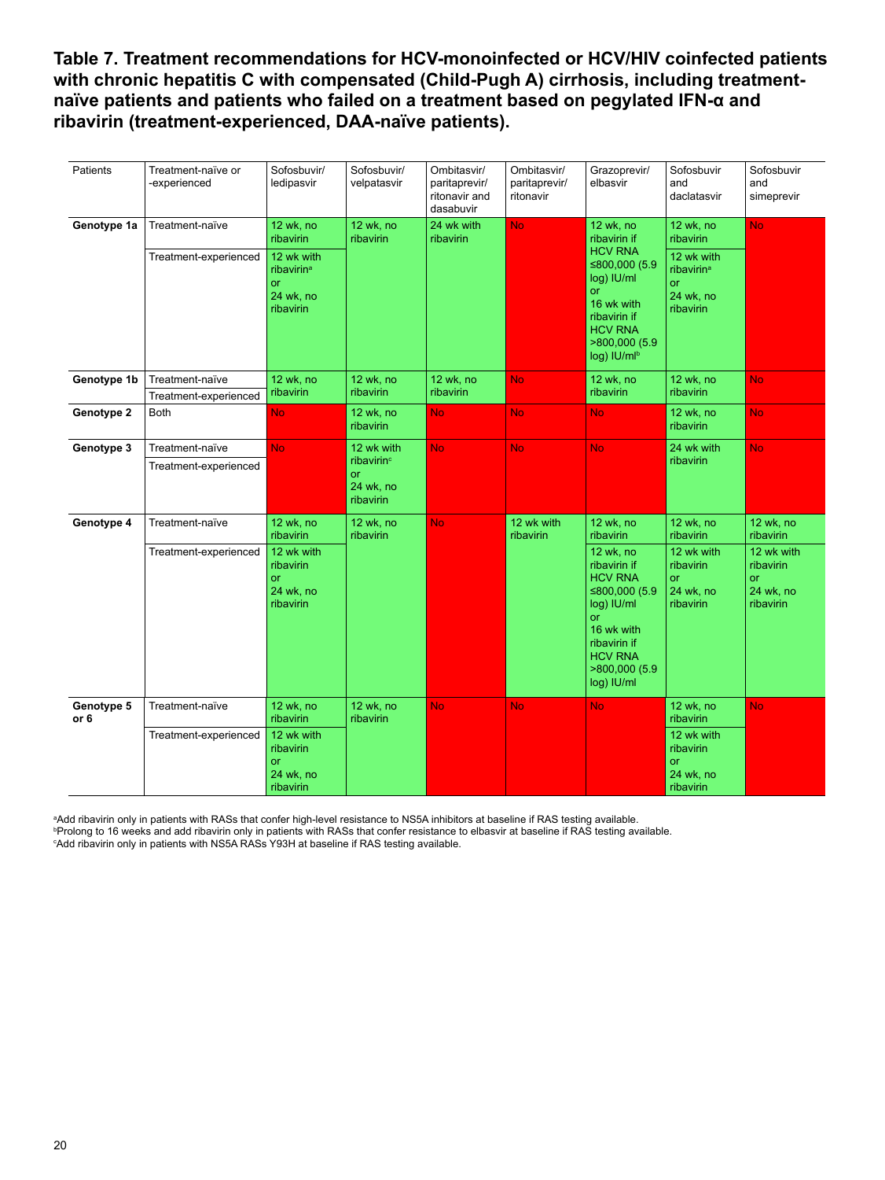**Table 7. Treatment recommendations for HCV-monoinfected or HCV/HIV coinfected patients with chronic hepatitis C with compensated (Child-Pugh A) cirrhosis, including treatment-naïve patients and patients who failed on a treatment based on pegylated IFN-α and ribavirin (treatment-experienced, DAA-naïve patients).**

| Patients | Treatment-naïve or -experienced | Sofosbuvir/ ledipasvir | Sofosbuvir/ velpatasvir | Ombitasvir/ paritaprevir/ ritonavir and dasabuvir | Ombitasvir/ paritaprevir/ ritonavir | Grazoprevir/ elbasvir | Sofosbuvir and daclatasvir | Sofosbuvir and simeprevir |
|---|---|---|---|---|---|---|---|---|
| **Genotype 1a** | Treatment-naïve | 12 wk, no ribavirin | 12 wk, no ribavirin | 24 wk with ribavirin | No | 12 wk, no ribavirin if HCV RNA ≤800,000 (5.9 log) IU/ml or 16 wk with ribavirin if HCV RNA >800,000 (5.9 log) IU/ml[b] | 12 wk, no ribavirin | No |
| | Treatment-experienced | 12 wk with ribavirin[a] or 24 wk, no ribavirin | | | | | 12 wk with ribavirin[a] or 24 wk, no ribavirin | |
| **Genotype 1b** | Treatment-naïve | 12 wk, no ribavirin | 12 wk, no ribavirin | 12 wk, no ribavirin | No | 12 wk, no ribavirin | 12 wk, no ribavirin | No |
| | Treatment-experienced | | | | | | | |
| **Genotype 2** | Both | No | 12 wk, no ribavirin | No | No | No | 12 wk, no ribavirin | No |
| **Genotype 3** | Treatment-naïve | No | 12 wk with ribavirin[c] or 24 wk, no ribavirin | No | No | No | 24 wk with ribavirin | No |
| | Treatment-experienced | | | | | | | |
| **Genotype 4** | Treatment-naïve | 12 wk, no ribavirin | 12 wk, no ribavirin | No | 12 wk with ribavirin | 12 wk, no ribavirin | 12 wk, no ribavirin | 12 wk, no ribavirin |
| | Treatment-experienced | 12 wk with ribavirin or 24 wk, no ribavirin | | | | 12 wk, no ribavirin if HCV RNA ≤800,000 (5.9 log) IU/ml or 16 wk with ribavirin if HCV RNA >800,000 (5.9 log) IU/ml | 12 wk with ribavirin or 24 wk, no ribavirin | 12 wk with ribavirin or 24 wk, no ribavirin |
| **Genotype 5 or 6** | Treatment-naïve | 12 wk, no ribavirin | 12 wk, no ribavirin | No | No | No | 12 wk, no ribavirin | No |
| | Treatment-experienced | 12 wk with ribavirin or 24 wk, no ribavirin | | | | | 12 wk with ribavirin or 24 wk, no ribavirin | |

[a]Add ribavirin only in patients with RASs that confer high-level resistance to NS5A inhibitors at baseline if RAS testing available.
[b]Prolong to 16 weeks and add ribavirin only in patients with RASs that confer resistance to elbasvir at baseline if RAS testing available.
[c]Add ribavirin only in patients with NS5A RASs Y93H at baseline if RAS testing available.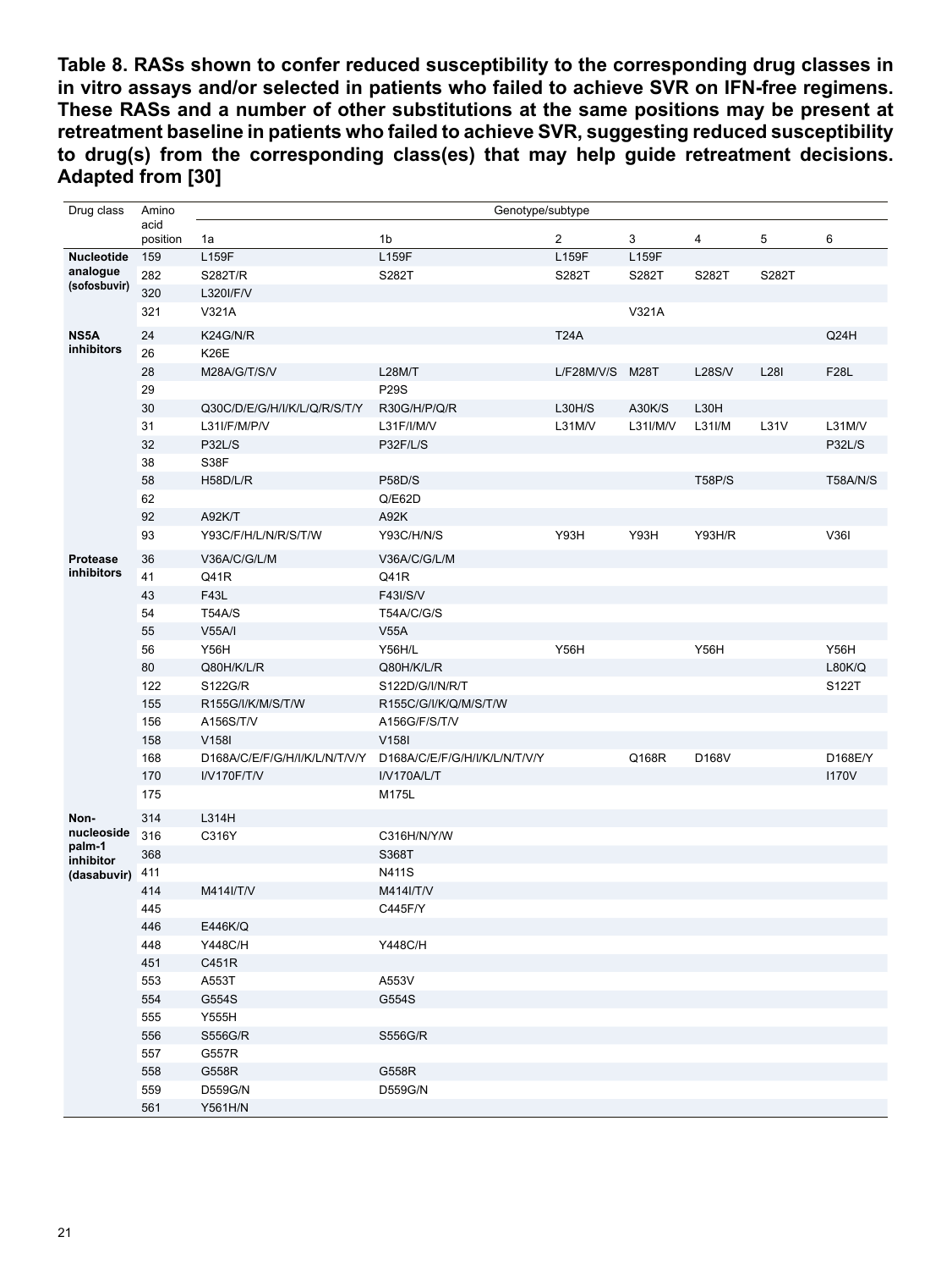**Table 8. RASs shown to confer reduced susceptibility to the corresponding drug classes in in vitro assays and/or selected in patients who failed to achieve SVR on IFN-free regimens. These RASs and a number of other substitutions at the same positions may be present at retreatment baseline in patients who failed to achieve SVR, suggesting reduced susceptibility to drug(s) from the corresponding class(es) that may help guide retreatment decisions. Adapted from [30]**

| Drug class | Amino acid position | Genotype/subtype | | | | | | |
|---|---|---|---|---|---|---|---|---|
| | | 1a | 1b | 2 | 3 | 4 | 5 | 6 |
| **Nucleotide analogue (sofosbuvir)** | 159 | L159F | L159F | L159F | L159F | | | |
| | 282 | S282T/R | S282T | S282T | S282T | S282T | S282T | |
| | 320 | L320I/F/V | | | | | | |
| | 321 | V321A | | | V321A | | | |
| **NS5A inhibitors** | 24 | K24G/N/R | | T24A | | | | Q24H |
| | 26 | K26E | | | | | | |
| | 28 | M28A/G/T/S/V | L28M/T | L/F28M/V/S | M28T | L28S/V | L28I | F28L |
| | 29 | | P29S | | | | | |
| | 30 | Q30C/D/E/G/H/I/K/L/Q/R/S/T/Y | R30G/H/P/Q/R | L30H/S | A30K/S | L30H | | |
| | 31 | L31I/F/M/P/V | L31F/I/M/V | L31M/V | L31I/M/V | L31I/M | L31V | L31M/V |
| | 32 | P32L/S | P32F/L/S | | | | | P32L/S |
| | 38 | S38F | | | | | | |
| | 58 | H58D/L/R | P58D/S | | | T58P/S | | T58A/N/S |
| | 62 | | Q/E62D | | | | | |
| | 92 | A92K/T | A92K | | | | | |
| | 93 | Y93C/F/H/L/N/R/S/T/W | Y93C/H/N/S | Y93H | Y93H | Y93H/R | | V36I |
| **Protease inhibitors** | 36 | V36A/C/G/L/M | V36A/C/G/L/M | | | | | |
| | 41 | Q41R | Q41R | | | | | |
| | 43 | F43L | F43I/S/V | | | | | |
| | 54 | T54A/S | T54A/C/G/S | | | | | |
| | 55 | V55A/I | V55A | | | | | |
| | 56 | Y56H | Y56H/L | Y56H | | Y56H | | Y56H |
| | 80 | Q80H/K/L/R | Q80H/K/L/R | | | | | L80K/Q |
| | 122 | S122G/R | S122D/G/I/N/R/T | | | | | S122T |
| | 155 | R155G/I/K/M/S/T/W | R155C/G/I/K/Q/M/S/T/W | | | | | |
| | 156 | A156S/T/V | A156G/F/S/T/V | | | | | |
| | 158 | V158I | V158I | | | | | |
| | 168 | D168A/C/E/F/G/H/I/K/L/N/T/V/Y | D168A/C/E/F/G/H/I/K/L/N/T/V/Y | | Q168R | D168V | | D168E/Y |
| | 170 | I/V170F/T/V | I/V170A/L/T | | | | | I170V |
| | 175 | | M175L | | | | | |
| **Non-nucleoside palm-1 inhibitor (dasabuvir)** | 314 | L314H | | | | | | |
| | 316 | C316Y | C316H/N/Y/W | | | | | |
| | 368 | | S368T | | | | | |
| | 411 | | N411S | | | | | |
| | 414 | M414I/T/V | M414I/T/V | | | | | |
| | 445 | | C445F/Y | | | | | |
| | 446 | E446K/Q | | | | | | |
| | 448 | Y448C/H | Y448C/H | | | | | |
| | 451 | C451R | | | | | | |
| | 553 | A553T | A553V | | | | | |
| | 554 | G554S | G554S | | | | | |
| | 555 | Y555H | | | | | | |
| | 556 | S556G/R | S556G/R | | | | | |
| | 557 | G557R | | | | | | |
| | 558 | G558R | G558R | | | | | |
| | 559 | D559G/N | D559G/N | | | | | |
| | 561 | Y561H/N | | | | | | |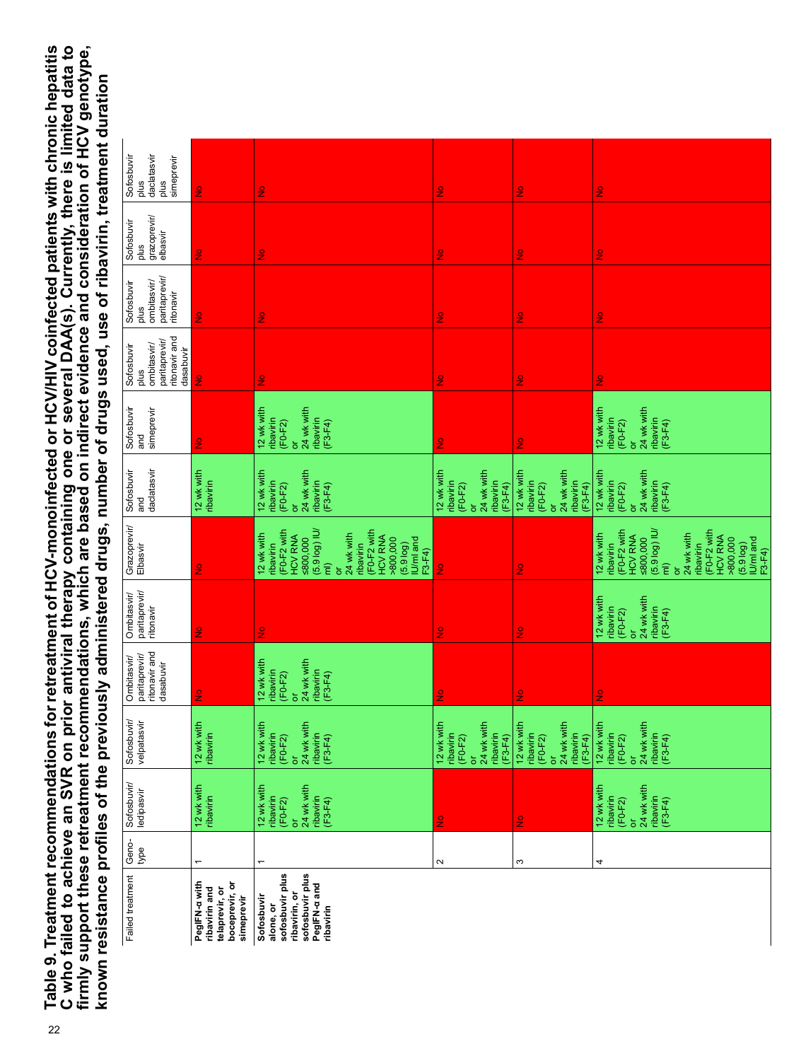**Table 9. Treatment recommendations for retreatment of HCV-monoinfected or HCV/HIV coinfected patients with chronic hepatitis C who failed to achieve an SVR on prior antiviral therapy containing one or several DAA(s). Currently, there is limited data to firmly support these retreatment recommendations, which are based on indirect evidence and consideration of HCV genotype, known resistance profiles of the previously administered drugs, number of drugs used, use of ribavirin, treatment duration**

| Failed treatment | Genotype | Sofosbuvir/ ledipasvir | Sofosbuvir/ velpatasvir | Ombitasvir/ paritaprevir/ ritonavir and dasabuvir | Ombitasvir/ paritaprevir/ ritonavir | Grazoprevir/ Elbasvir | Sofosbuvir and daclatasvir | Sofosbuvir and simeprevir | Sofosbuvir plus ombitasvir/ paritaprevir/ ritonavir and dasabuvir | Sofosbuvir plus ombitasvir/ paritaprevir/ ritonavir | Sofosbuvir plus grazoprevir/ elbasvir | Sofosbuvir plus daclatasvir plus simeprevir |
|---|---|---|---|---|---|---|---|---|---|---|---|---|
| **PegIFN-α with ribavirin and telaprevir, or boceprevir, or simeprevir** | 1 | 12 wk with ribavirin | 12 wk with ribavirin | No | No | No | 12 wk with ribavirin | No | No | No | No | No |
| **Sofosbuvir alone, or sofosbuvir plus ribavirin, or sofosbuvir plus PegIFN-α and ribavirin** | 1 | 12 wk with ribavirin (F0-F2) or 24 wk with ribavirin (F3-F4) | 12 wk with ribavirin (F0-F2) or 24 wk with ribavirin (F3-F4) | 12 wk with ribavirin (F0-F2) or 24 wk with ribavirin (F3-F4) | No | 12 wk with ribavirin (F0-F2 with HCV RNA ≤800,000 (5.9 log) IU/ml) or 24 wk with ribavirin (F0-F2 with HCV RNA >800,000 (5.9 log) IU/ml and F3-F4) | 12 wk with ribavirin (F0-F2) or 24 wk with ribavirin (F3-F4) | 12 wk with ribavirin (F0-F2) or 24 wk with ribavirin (F3-F4) | No | No | No | No |
| | 2 | No | 12 wk with ribavirin (F0-F2) or 24 wk with ribavirin (F3-F4) | No | No | No | 12 wk with ribavirin (F0-F2) or 24 wk with ribavirin (F3-F4) | No | No | No | No | No |
| | 3 | No | 12 wk with ribavirin (F0-F2) or 24 wk with ribavirin (F3-F4) | No | No | No | 12 wk with ribavirin (F0-F2) or 24 wk with ribavirin (F3-F4) | No | No | No | No | No |
| | 4 | 12 wk with ribavirin (F0-F2) or 24 wk with ribavirin (F3-F4) | 12 wk with ribavirin (F0-F2) or 24 wk with ribavirin (F3-F4) | No | 12 wk with ribavirin (F0-F2) or 24 wk with ribavirin (F3-F4) | 12 wk with ribavirin (F0-F2 with HCV RNA ≤800,000 (5.9 log) IU/ml) or 24 wk with ribavirin (F0-F2 with HCV RNA >800,000 (5.9 log) IU/ml and F3-F4) | 12 wk with ribavirin (F0-F2) or 24 wk with ribavirin (F3-F4) | 12 wk with ribavirin (F0-F2) or 24 wk with ribavirin (F3-F4) | No | No | No | No |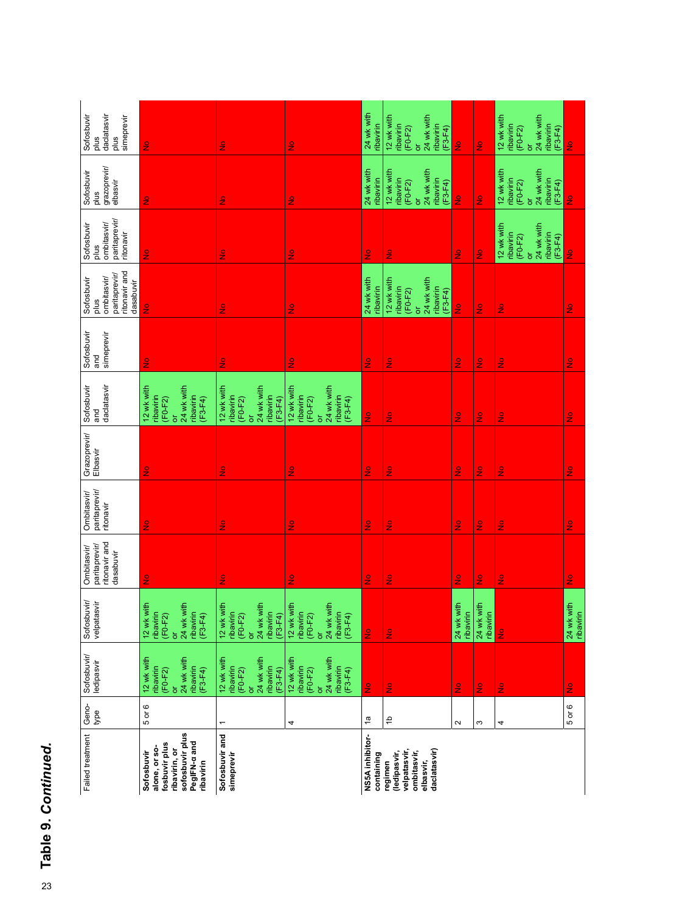# Table 9. *Continued.*

| Failed treatment | Genotype | Sofosbuvir/ ledipasvir | Sofosbuvir/ velpatasvir | Ombitasvir/ paritaprevir/ ritonavir and dasabuvir | Ombitasvir/ paritaprevir/ ritonavir | Grazoprevir/ Elbasvir | Sofosbuvir and daclatasvir | Sofosbuvir and simeprevir | Sofosbuvir plus ombitasvir/ paritaprevir/ ritonavir and dasabuvir | Sofosbuvir plus ombitasvir/ paritaprevir/ ritonavir | Sofosbuvir plus grazoprevir/ elbasvir | Sofosbuvir plus daclatasvir plus simeprevir |
|---|---|---|---|---|---|---|---|---|---|---|---|---|
| **Sofosbuvir alone, or sofosbuvir plus ribavirin, or sofosbuvir plus PegIFN-α and ribavirin** | 5 or 6 | 12 wk with ribavirin (F0-F2) or 24 wk with ribavirin (F3-F4) | 12 wk with ribavirin (F0-F2) or 24 wk with ribavirin (F3-F4) | No | No | No | 12 wk with ribavirin (F0-F2) or 24 wk with ribavirin (F3-F4) | No | No | No | No | No |
| **Sofosbuvir and simeprevir** | 1 | 12 wk with ribavirin (F0-F2) or 24 wk with ribavirin (F3-F4) | 12 wk with ribavirin (F0-F2) or 24 wk with ribavirin (F3-F4) | No | No | No | 12 wk with ribavirin (F0-F2) or 24 wk with ribavirin (F3-F4) | No | No | No | No | No |
| | 4 | 12 wk with ribavirin (F0-F2) or 24 wk with ribavirin (F3-F4) | 12 wk with ribavirin (F0-F2) or 24 wk with ribavirin (F3-F4) | No | No | No | 12 wk with ribavirin (F0-F2) or 24 wk with ribavirin (F3-F4) | No | No | No | No | No |
| **NS5A inhibitor-containing regimen (ledipasvir, velpatasvir, ombitasvir, elbasvir, daclatasvir)** | 1a | No | No | No | No | No | No | No | 24 wk with ribavirin | No | 24 wk with ribavirin | 24 wk with ribavirin |
| | 1b | No | No | No | No | No | No | No | 12 wk with ribavirin (F0-F2) or 24 wk with ribavirin (F3-F4) | No | 12 wk with ribavirin (F0-F2) or 24 wk with ribavirin (F3-F4) | 12 wk with ribavirin (F0-F2) or 24 wk with ribavirin (F3-F4) |
| | 2 | No | 24 wk with ribavirin | No | No | No | No | No | No | No | No | No |
| | 3 | No | 24 wk with ribavirin | No | No | No | No | No | No | No | No | No |
| | 4 | No | No | No | No | No | No | No | No | 12 wk with ribavirin (F0-F2) or 24 wk with ribavirin (F3-F4) | 12 wk with ribavirin (F0-F2) or 24 wk with ribavirin (F3-F4) | 12 wk with ribavirin (F0-F2) or 24 wk with ribavirin (F3-F4) |
| | 5 or 6 | No | 24 wk with ribavirin | No | No | No | No | No | No | No | No | No |